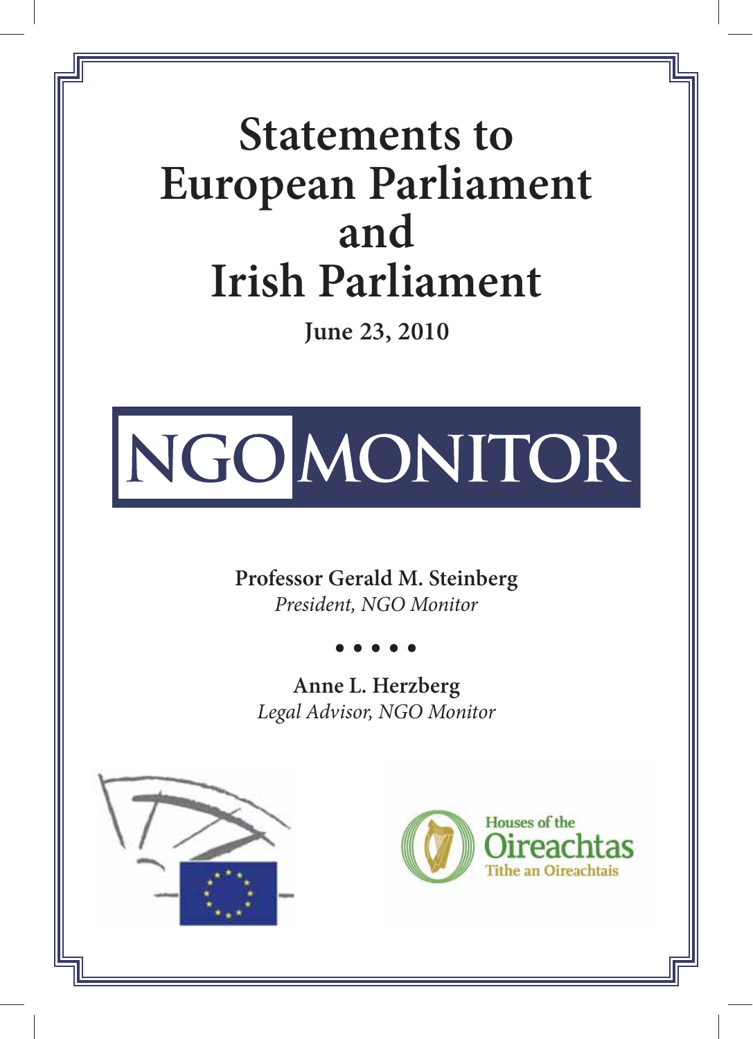# Statements to European Parliament and Irish Parliament

**June 23, 2010**

NGO MONITOR

**Professor Gerald M. Steinberg**
*President, NGO Monitor*

• • • • •

**Anne L. Herzberg**
*Legal Advisor, NGO Monitor*

Houses of the Oireachtas
Tithe an Oireachtais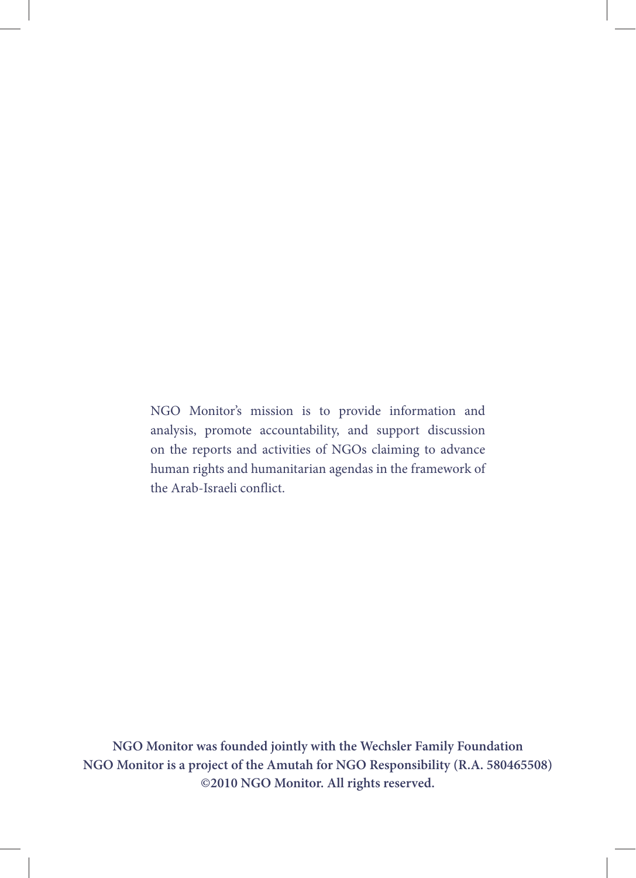NGO Monitor's mission is to provide information and analysis, promote accountability, and support discussion on the reports and activities of NGOs claiming to advance human rights and humanitarian agendas in the framework of the Arab-Israeli conflict.

**NGO Monitor was founded jointly with the Wechsler Family Foundation**
**NGO Monitor is a project of the Amutah for NGO Responsibility (R.A. 580465508)**
**©2010 NGO Monitor. All rights reserved.**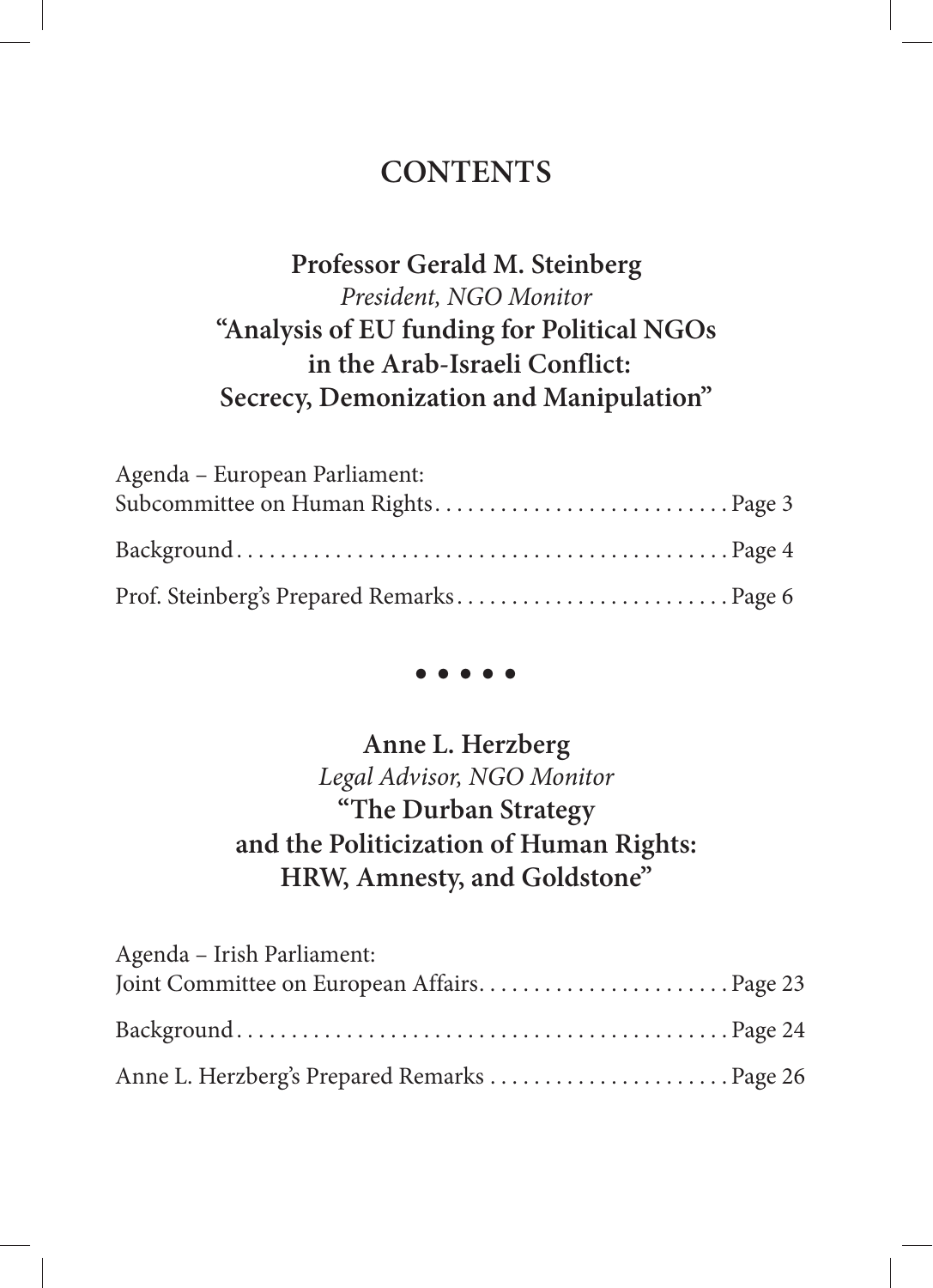# CONTENTS

## Professor Gerald M. Steinberg

*President, NGO Monitor*

**"Analysis of EU funding for Political NGOs in the Arab-Israeli Conflict: Secrecy, Demonization and Manipulation"**

Agenda – European Parliament: Subcommittee on Human Rights . . . . . . . . . . . . . . . . . . . . . . . . . . . Page 3

Background . . . . . . . . . . . . . . . . . . . . . . . . . . . . . . . . . . . . . . . . . . . . . Page 4

Prof. Steinberg's Prepared Remarks . . . . . . . . . . . . . . . . . . . . . . . . . Page 6

• • • • •

## Anne L. Herzberg

*Legal Advisor, NGO Monitor*

**"The Durban Strategy and the Politicization of Human Rights: HRW, Amnesty, and Goldstone"**

Agenda – Irish Parliament: Joint Committee on European Affairs . . . . . . . . . . . . . . . . . . . . . . . Page 23

Background . . . . . . . . . . . . . . . . . . . . . . . . . . . . . . . . . . . . . . . . . . . . . Page 24

Anne L. Herzberg's Prepared Remarks . . . . . . . . . . . . . . . . . . . . . . Page 26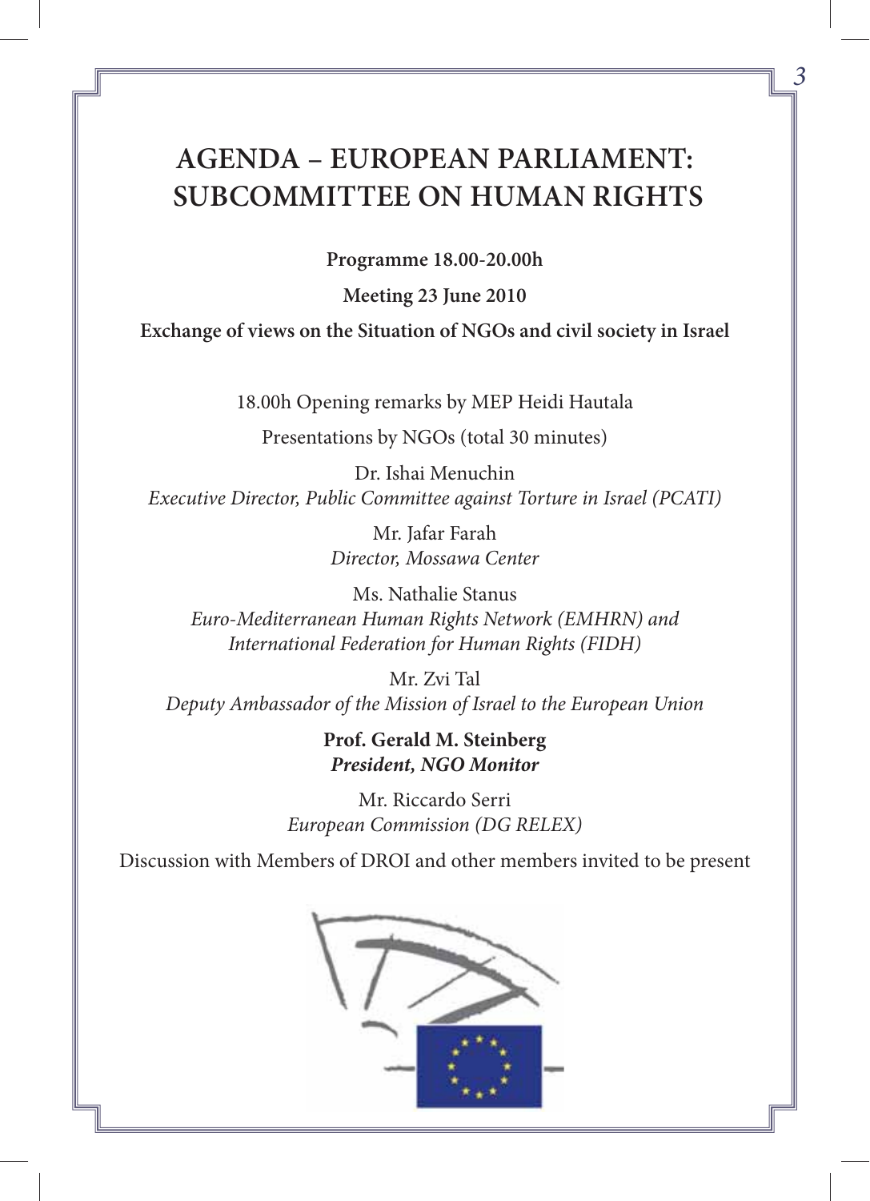# AGENDA – EUROPEAN PARLIAMENT: SUBCOMMITTEE ON HUMAN RIGHTS

**Programme 18.00-20.00h**

**Meeting 23 June 2010**

**Exchange of views on the Situation of NGOs and civil society in Israel**

18.00h Opening remarks by MEP Heidi Hautala

Presentations by NGOs (total 30 minutes)

Dr. Ishai Menuchin
*Executive Director, Public Committee against Torture in Israel (PCATI)*

Mr. Jafar Farah
*Director, Mossawa Center*

Ms. Nathalie Stanus
*Euro-Mediterranean Human Rights Network (EMHRN) and International Federation for Human Rights (FIDH)*

Mr. Zvi Tal
*Deputy Ambassador of the Mission of Israel to the European Union*

**Prof. Gerald M. Steinberg**
***President, NGO Monitor***

Mr. Riccardo Serri
*European Commission (DG RELEX)*

Discussion with Members of DROI and other members invited to be present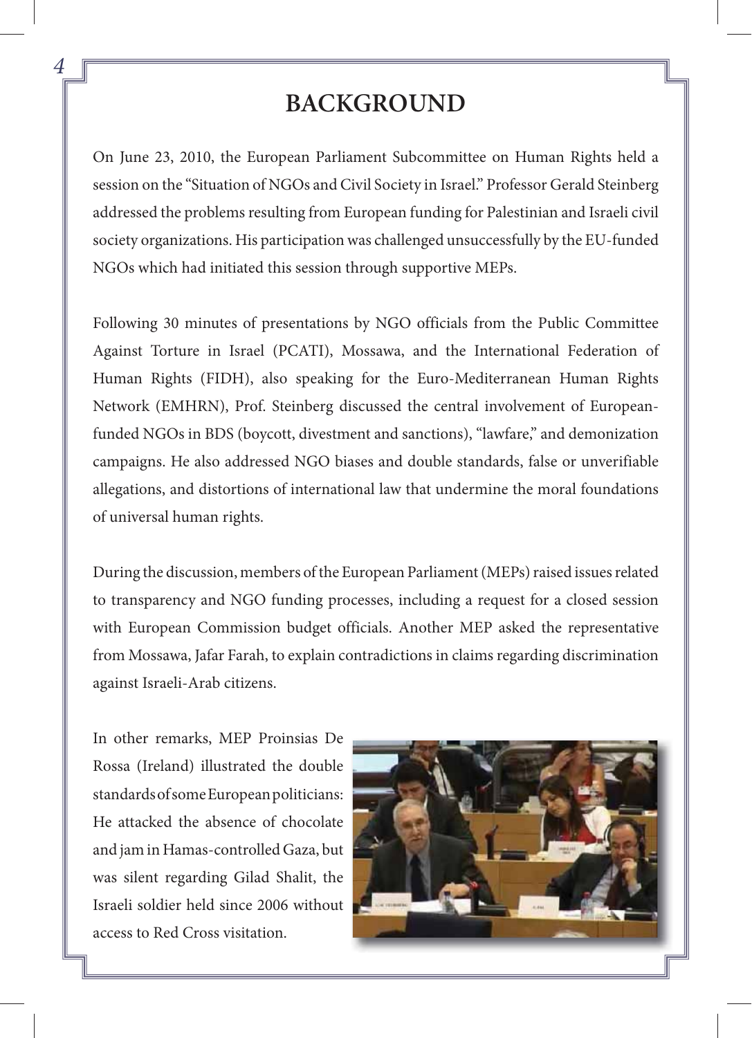# BACKGROUND

On June 23, 2010, the European Parliament Subcommittee on Human Rights held a session on the "Situation of NGOs and Civil Society in Israel." Professor Gerald Steinberg addressed the problems resulting from European funding for Palestinian and Israeli civil society organizations. His participation was challenged unsuccessfully by the EU-funded NGOs which had initiated this session through supportive MEPs.

Following 30 minutes of presentations by NGO officials from the Public Committee Against Torture in Israel (PCATI), Mossawa, and the International Federation of Human Rights (FIDH), also speaking for the Euro-Mediterranean Human Rights Network (EMHRN), Prof. Steinberg discussed the central involvement of European-funded NGOs in BDS (boycott, divestment and sanctions), "lawfare," and demonization campaigns. He also addressed NGO biases and double standards, false or unverifiable allegations, and distortions of international law that undermine the moral foundations of universal human rights.

During the discussion, members of the European Parliament (MEPs) raised issues related to transparency and NGO funding processes, including a request for a closed session with European Commission budget officials. Another MEP asked the representative from Mossawa, Jafar Farah, to explain contradictions in claims regarding discrimination against Israeli-Arab citizens.

In other remarks, MEP Proinsias De Rossa (Ireland) illustrated the double standards of some European politicians: He attacked the absence of chocolate and jam in Hamas-controlled Gaza, but was silent regarding Gilad Shalit, the Israeli soldier held since 2006 without access to Red Cross visitation.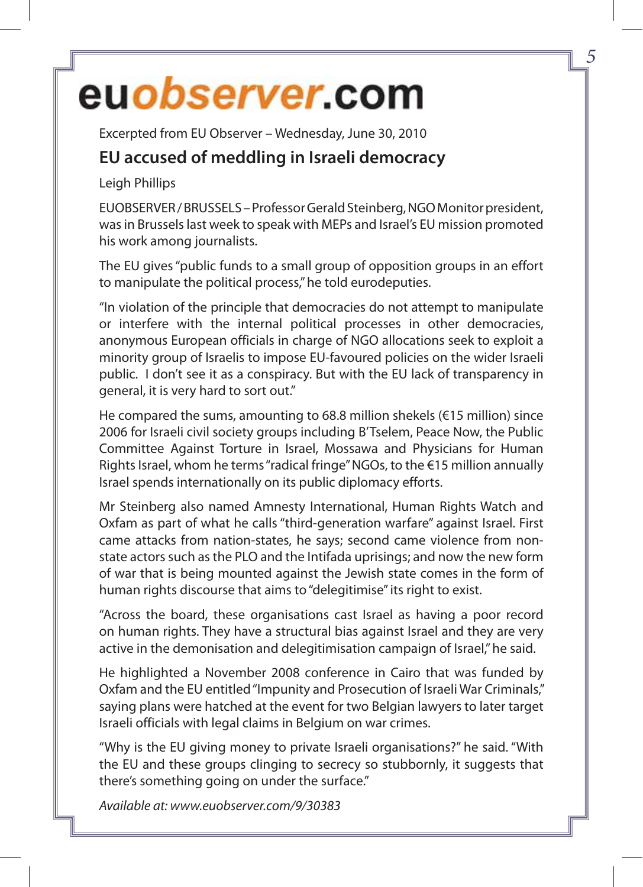# euobserver.com

Excerpted from EU Observer – Wednesday, June 30, 2010

## EU accused of meddling in Israeli democracy

Leigh Phillips

EUOBSERVER / BRUSSELS – Professor Gerald Steinberg, NGO Monitor president, was in Brussels last week to speak with MEPs and Israel's EU mission promoted his work among journalists.

The EU gives "public funds to a small group of opposition groups in an effort to manipulate the political process," he told eurodeputies.

"In violation of the principle that democracies do not attempt to manipulate or interfere with the internal political processes in other democracies, anonymous European officials in charge of NGO allocations seek to exploit a minority group of Israelis to impose EU-favoured policies on the wider Israeli public. I don't see it as a conspiracy. But with the EU lack of transparency in general, it is very hard to sort out."

He compared the sums, amounting to 68.8 million shekels (€15 million) since 2006 for Israeli civil society groups including B'Tselem, Peace Now, the Public Committee Against Torture in Israel, Mossawa and Physicians for Human Rights Israel, whom he terms "radical fringe" NGOs, to the €15 million annually Israel spends internationally on its public diplomacy efforts.

Mr Steinberg also named Amnesty International, Human Rights Watch and Oxfam as part of what he calls "third-generation warfare" against Israel. First came attacks from nation-states, he says; second came violence from non-state actors such as the PLO and the Intifada uprisings; and now the new form of war that is being mounted against the Jewish state comes in the form of human rights discourse that aims to "delegitimise" its right to exist.

"Across the board, these organisations cast Israel as having a poor record on human rights. They have a structural bias against Israel and they are very active in the demonisation and delegitimisation campaign of Israel," he said.

He highlighted a November 2008 conference in Cairo that was funded by Oxfam and the EU entitled "Impunity and Prosecution of Israeli War Criminals," saying plans were hatched at the event for two Belgian lawyers to later target Israeli officials with legal claims in Belgium on war crimes.

"Why is the EU giving money to private Israeli organisations?" he said. "With the EU and these groups clinging to secrecy so stubbornly, it suggests that there's something going on under the surface."

*Available at: www.euobserver.com/9/30383*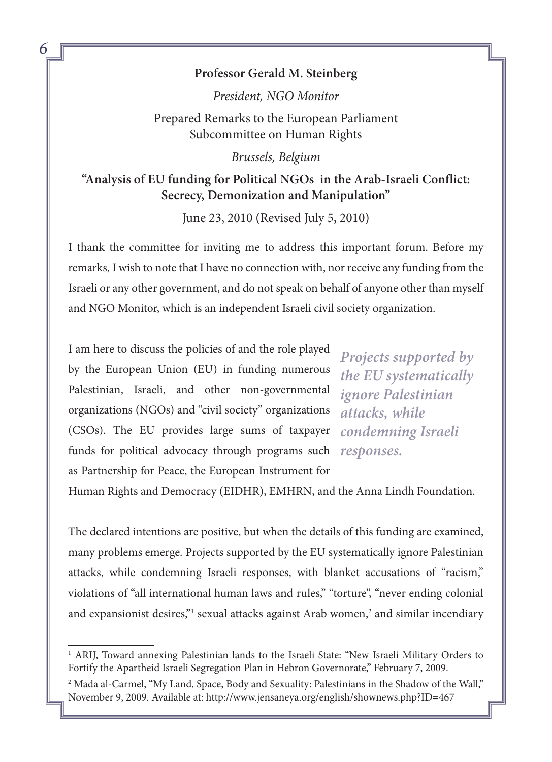**Professor Gerald M. Steinberg**

*President, NGO Monitor*

Prepared Remarks to the European Parliament Subcommittee on Human Rights

*Brussels, Belgium*

**"Analysis of EU funding for Political NGOs in the Arab-Israeli Conflict: Secrecy, Demonization and Manipulation"**

June 23, 2010 (Revised July 5, 2010)

I thank the committee for inviting me to address this important forum. Before my remarks, I wish to note that I have no connection with, nor receive any funding from the Israeli or any other government, and do not speak on behalf of anyone other than myself and NGO Monitor, which is an independent Israeli civil society organization.

I am here to discuss the policies of and the role played by the European Union (EU) in funding numerous Palestinian, Israeli, and other non-governmental organizations (NGOs) and "civil society" organizations (CSOs). The EU provides large sums of taxpayer funds for political advocacy through programs such as Partnership for Peace, the European Instrument for Human Rights and Democracy (EIDHR), EMHRN, and the Anna Lindh Foundation.

*Projects supported by the EU systematically ignore Palestinian attacks, while condemning Israeli responses.*

The declared intentions are positive, but when the details of this funding are examined, many problems emerge. Projects supported by the EU systematically ignore Palestinian attacks, while condemning Israeli responses, with blanket accusations of "racism," violations of "all international human laws and rules," "torture", "never ending colonial and expansionist desires,"[1] sexual attacks against Arab women,[2] and similar incendiary

[1] ARIJ, Toward annexing Palestinian lands to the Israeli State: "New Israeli Military Orders to Fortify the Apartheid Israeli Segregation Plan in Hebron Governorate," February 7, 2009.

[2] Mada al-Carmel, "My Land, Space, Body and Sexuality: Palestinians in the Shadow of the Wall," November 9, 2009. Available at: http://www.jensaneya.org/english/shownews.php?ID=467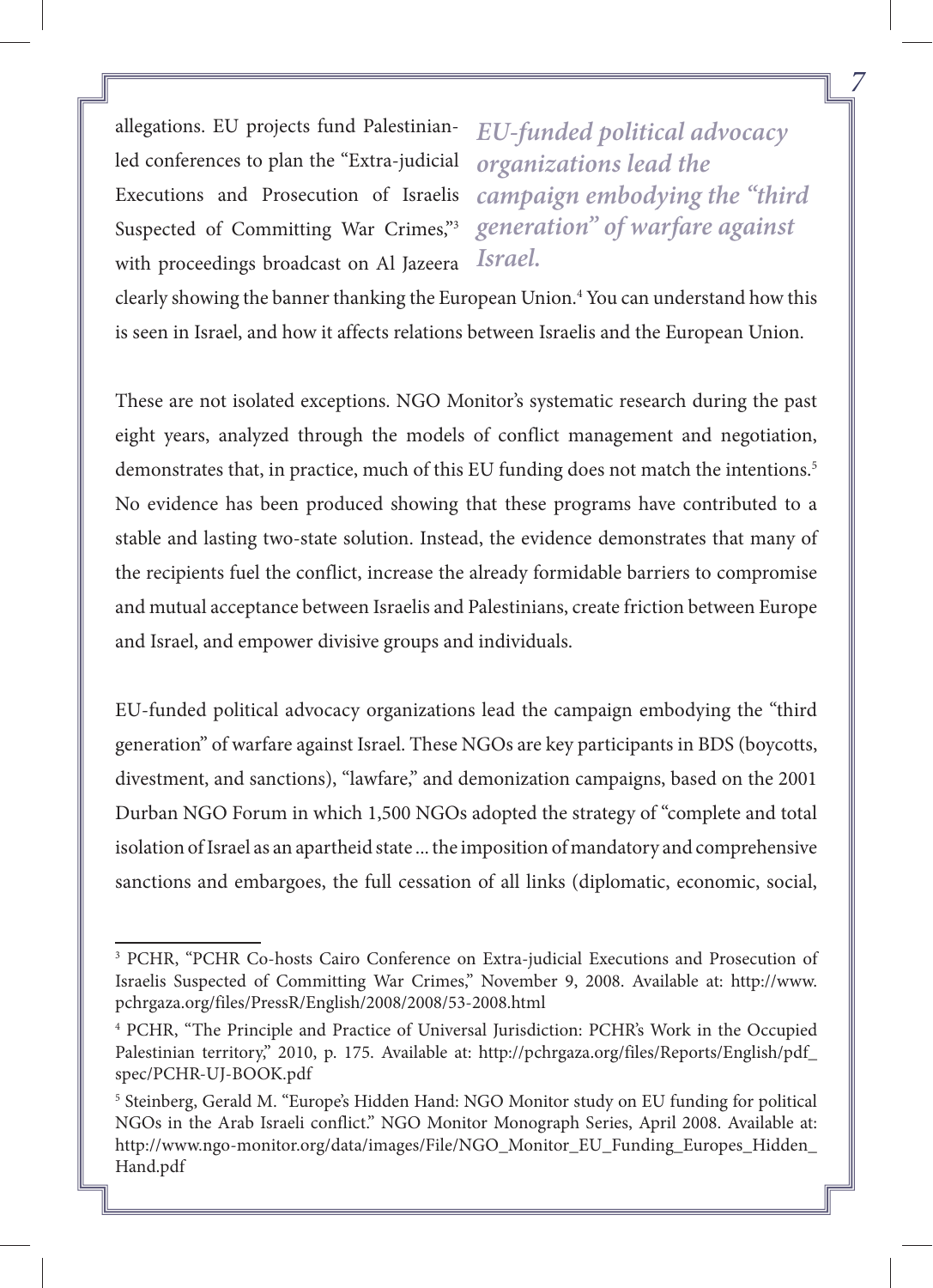allegations. EU projects fund Palestinian-led conferences to plan the "Extra-judicial Executions and Prosecution of Israelis Suspected of Committing War Crimes,"[3] with proceedings broadcast on Al Jazeera clearly showing the banner thanking the European Union.[4] You can understand how this is seen in Israel, and how it affects relations between Israelis and the European Union.

***EU-funded political advocacy organizations lead the campaign embodying the "third generation" of warfare against Israel.***

These are not isolated exceptions. NGO Monitor's systematic research during the past eight years, analyzed through the models of conflict management and negotiation, demonstrates that, in practice, much of this EU funding does not match the intentions.[5] No evidence has been produced showing that these programs have contributed to a stable and lasting two-state solution. Instead, the evidence demonstrates that many of the recipients fuel the conflict, increase the already formidable barriers to compromise and mutual acceptance between Israelis and Palestinians, create friction between Europe and Israel, and empower divisive groups and individuals.

EU-funded political advocacy organizations lead the campaign embodying the "third generation" of warfare against Israel. These NGOs are key participants in BDS (boycotts, divestment, and sanctions), "lawfare," and demonization campaigns, based on the 2001 Durban NGO Forum in which 1,500 NGOs adopted the strategy of "complete and total isolation of Israel as an apartheid state ... the imposition of mandatory and comprehensive sanctions and embargoes, the full cessation of all links (diplomatic, economic, social,

---

[3] PCHR, "PCHR Co-hosts Cairo Conference on Extra-judicial Executions and Prosecution of Israelis Suspected of Committing War Crimes," November 9, 2008. Available at: http://www.pchrgaza.org/files/PressR/English/2008/2008/53-2008.html

[4] PCHR, "The Principle and Practice of Universal Jurisdiction: PCHR's Work in the Occupied Palestinian territory," 2010, p. 175. Available at: http://pchrgaza.org/files/Reports/English/pdf_spec/PCHR-UJ-BOOK.pdf

[5] Steinberg, Gerald M. "Europe's Hidden Hand: NGO Monitor study on EU funding for political NGOs in the Arab Israeli conflict." NGO Monitor Monograph Series, April 2008. Available at: http://www.ngo-monitor.org/data/images/File/NGO_Monitor_EU_Funding_Europes_Hidden_Hand.pdf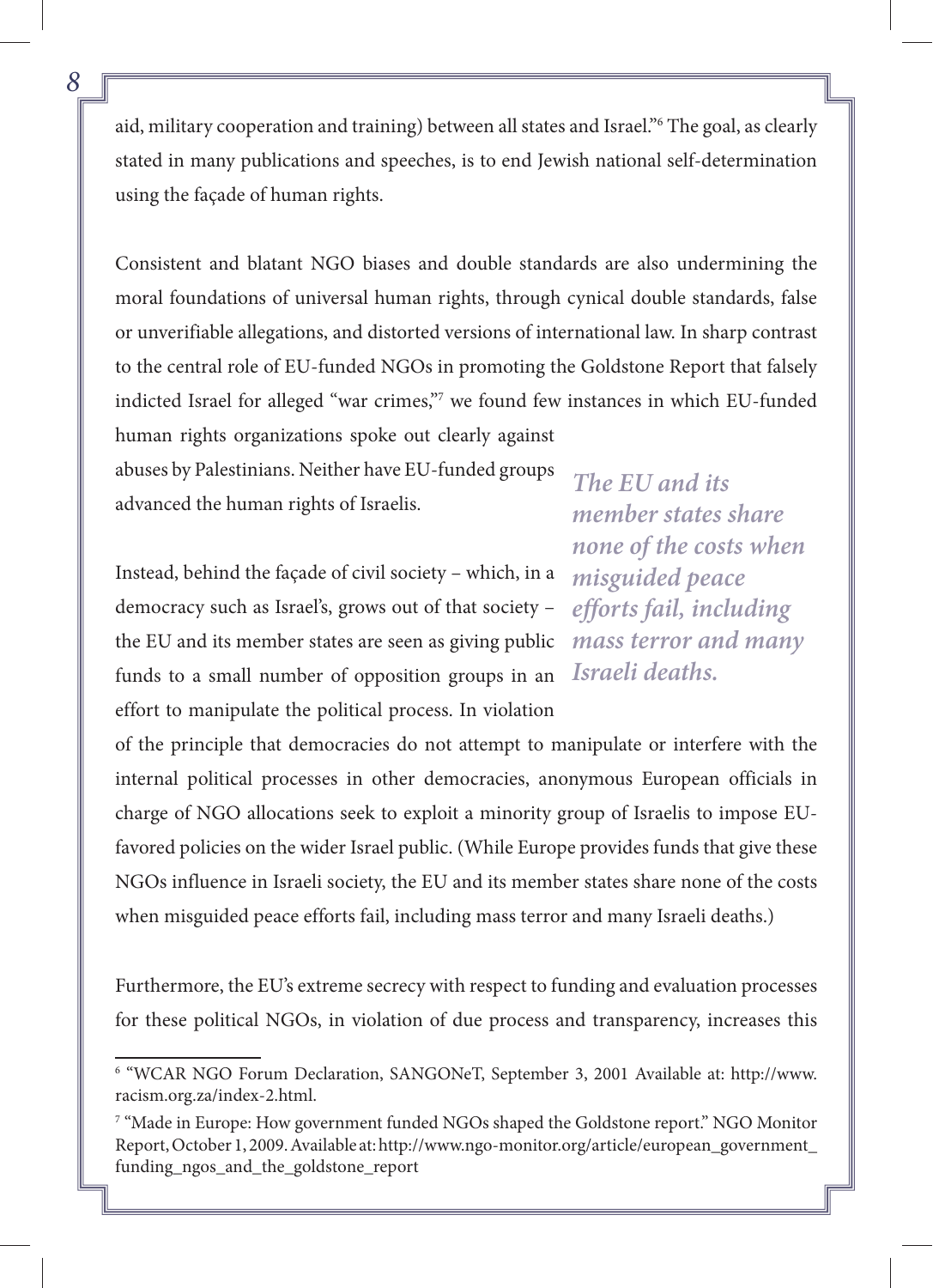aid, military cooperation and training) between all states and Israel."[6] The goal, as clearly stated in many publications and speeches, is to end Jewish national self-determination using the façade of human rights.

Consistent and blatant NGO biases and double standards are also undermining the moral foundations of universal human rights, through cynical double standards, false or unverifiable allegations, and distorted versions of international law. In sharp contrast to the central role of EU-funded NGOs in promoting the Goldstone Report that falsely indicted Israel for alleged "war crimes,"[7] we found few instances in which EU-funded human rights organizations spoke out clearly against abuses by Palestinians. Neither have EU-funded groups advanced the human rights of Israelis.

*The EU and its member states share none of the costs when misguided peace efforts fail, including mass terror and many Israeli deaths.*

Instead, behind the façade of civil society – which, in a democracy such as Israel's, grows out of that society – the EU and its member states are seen as giving public funds to a small number of opposition groups in an effort to manipulate the political process. In violation of the principle that democracies do not attempt to manipulate or interfere with the internal political processes in other democracies, anonymous European officials in charge of NGO allocations seek to exploit a minority group of Israelis to impose EU-favored policies on the wider Israel public. (While Europe provides funds that give these NGOs influence in Israeli society, the EU and its member states share none of the costs when misguided peace efforts fail, including mass terror and many Israeli deaths.)

Furthermore, the EU's extreme secrecy with respect to funding and evaluation processes for these political NGOs, in violation of due process and transparency, increases this

[6] "WCAR NGO Forum Declaration, SANGONeT, September 3, 2001 Available at: http://www.racism.org.za/index-2.html.

[7] "Made in Europe: How government funded NGOs shaped the Goldstone report." NGO Monitor Report, October 1, 2009. Available at: http://www.ngo-monitor.org/article/european_government_funding_ngos_and_the_goldstone_report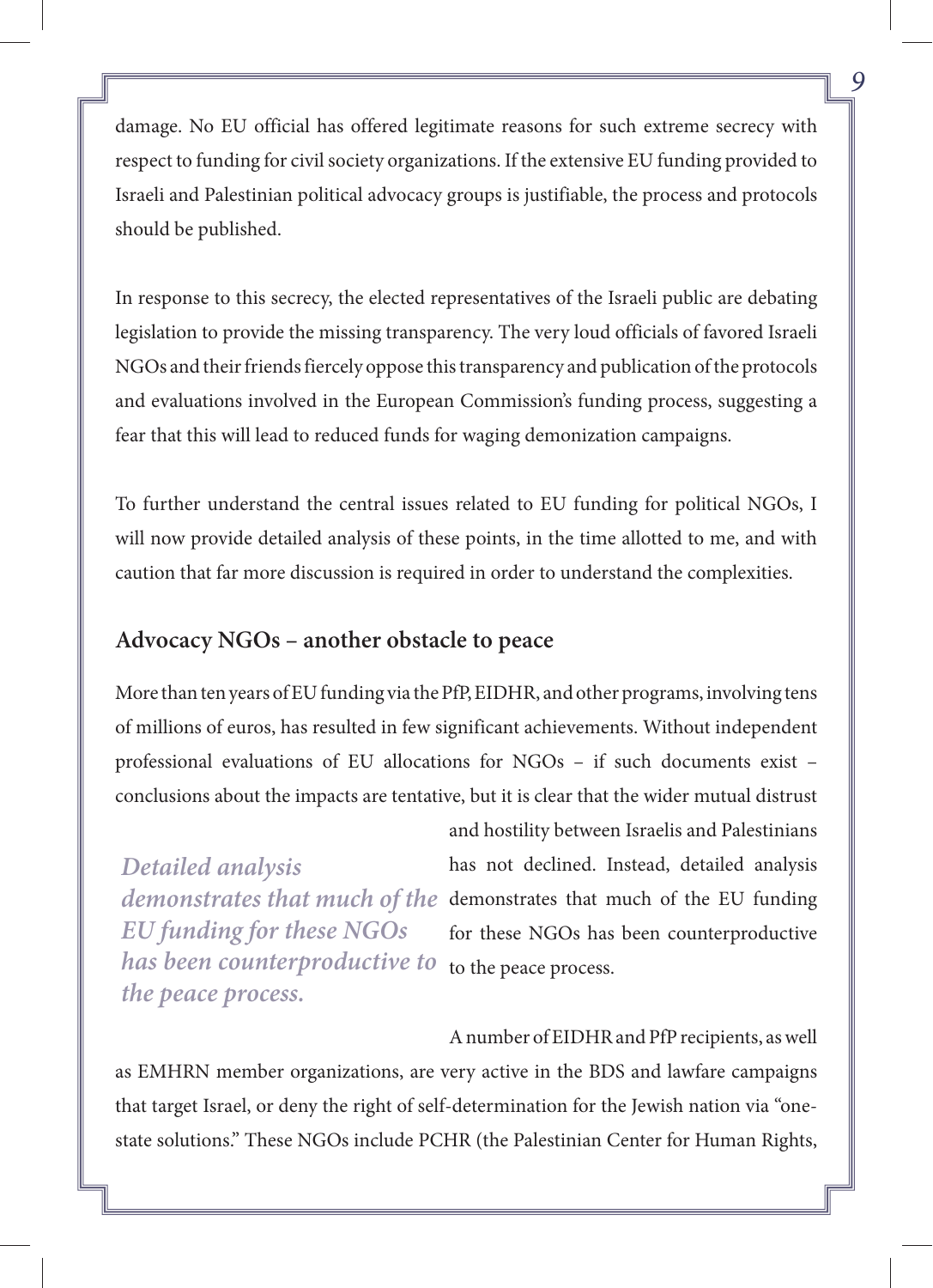damage. No EU official has offered legitimate reasons for such extreme secrecy with respect to funding for civil society organizations. If the extensive EU funding provided to Israeli and Palestinian political advocacy groups is justifiable, the process and protocols should be published.

In response to this secrecy, the elected representatives of the Israeli public are debating legislation to provide the missing transparency. The very loud officials of favored Israeli NGOs and their friends fiercely oppose this transparency and publication of the protocols and evaluations involved in the European Commission's funding process, suggesting a fear that this will lead to reduced funds for waging demonization campaigns.

To further understand the central issues related to EU funding for political NGOs, I will now provide detailed analysis of these points, in the time allotted to me, and with caution that far more discussion is required in order to understand the complexities.

## Advocacy NGOs – another obstacle to peace

More than ten years of EU funding via the PfP, EIDHR, and other programs, involving tens of millions of euros, has resulted in few significant achievements. Without independent professional evaluations of EU allocations for NGOs – if such documents exist – conclusions about the impacts are tentative, but it is clear that the wider mutual distrust and hostility between Israelis and Palestinians has not declined. Instead, detailed analysis demonstrates that much of the EU funding for these NGOs has been counterproductive to the peace process.

> *Detailed analysis demonstrates that much of the EU funding for these NGOs has been counterproductive to the peace process.*

A number of EIDHR and PfP recipients, as well as EMHRN member organizations, are very active in the BDS and lawfare campaigns that target Israel, or deny the right of self-determination for the Jewish nation via "one-state solutions." These NGOs include PCHR (the Palestinian Center for Human Rights,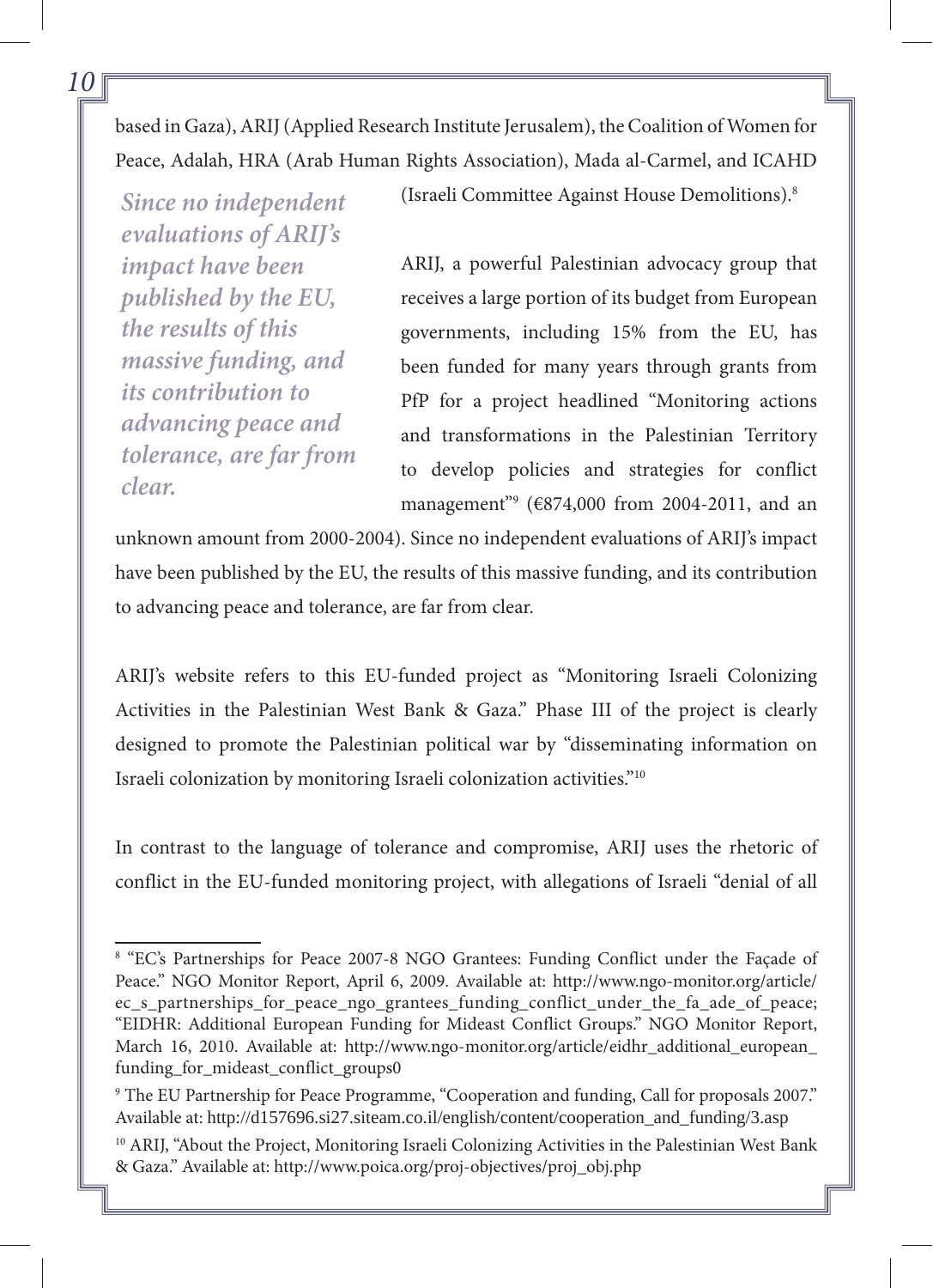based in Gaza), ARIJ (Applied Research Institute Jerusalem), the Coalition of Women for Peace, Adalah, HRA (Arab Human Rights Association), Mada al-Carmel, and ICAHD (Israeli Committee Against House Demolitions).[8]

*Since no independent evaluations of ARIJ's impact have been published by the EU, the results of this massive funding, and its contribution to advancing peace and tolerance, are far from clear.*

ARIJ, a powerful Palestinian advocacy group that receives a large portion of its budget from European governments, including 15% from the EU, has been funded for many years through grants from PfP for a project headlined "Monitoring actions and transformations in the Palestinian Territory to develop policies and strategies for conflict management"[9] (€874,000 from 2004-2011, and an unknown amount from 2000-2004). Since no independent evaluations of ARIJ's impact have been published by the EU, the results of this massive funding, and its contribution to advancing peace and tolerance, are far from clear.

ARIJ's website refers to this EU-funded project as "Monitoring Israeli Colonizing Activities in the Palestinian West Bank & Gaza." Phase III of the project is clearly designed to promote the Palestinian political war by "disseminating information on Israeli colonization by monitoring Israeli colonization activities."[10]

In contrast to the language of tolerance and compromise, ARIJ uses the rhetoric of conflict in the EU-funded monitoring project, with allegations of Israeli "denial of all

---

[8] "EC's Partnerships for Peace 2007-8 NGO Grantees: Funding Conflict under the Façade of Peace." NGO Monitor Report, April 6, 2009. Available at: http://www.ngo-monitor.org/article/ec_s_partnerships_for_peace_ngo_grantees_funding_conflict_under_the_fa_ade_of_peace; "EIDHR: Additional European Funding for Mideast Conflict Groups." NGO Monitor Report, March 16, 2010. Available at: http://www.ngo-monitor.org/article/eidhr_additional_european_funding_for_mideast_conflict_groups0

[9] The EU Partnership for Peace Programme, "Cooperation and funding, Call for proposals 2007." Available at: http://d157696.si27.siteam.co.il/english/content/cooperation_and_funding/3.asp

[10] ARIJ, "About the Project, Monitoring Israeli Colonizing Activities in the Palestinian West Bank & Gaza." Available at: http://www.poica.org/proj-objectives/proj_obj.php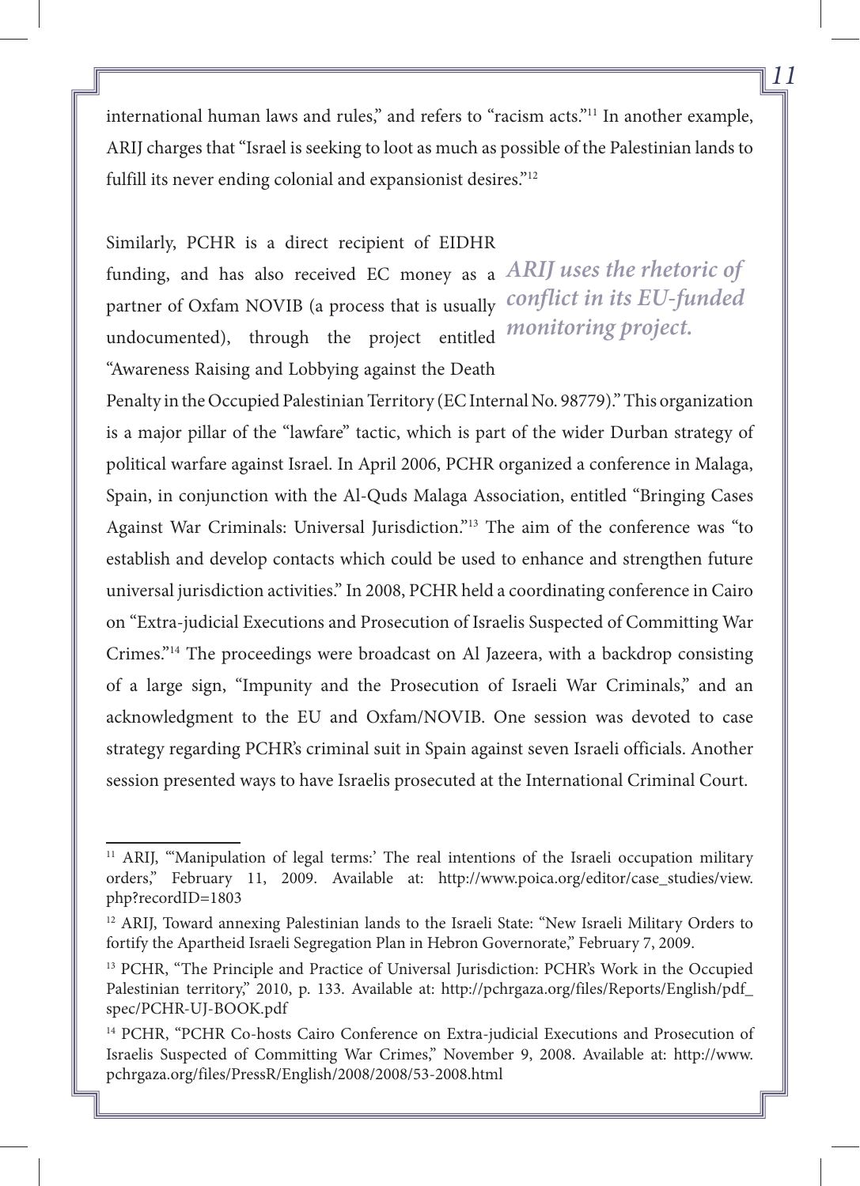international human laws and rules," and refers to "racism acts."[11] In another example, ARIJ charges that "Israel is seeking to loot as much as possible of the Palestinian lands to fulfill its never ending colonial and expansionist desires."[12]

***ARIJ uses the rhetoric of conflict in its EU-funded monitoring project.***

Similarly, PCHR is a direct recipient of EIDHR funding, and has also received EC money as a partner of Oxfam NOVIB (a process that is usually undocumented), through the project entitled "Awareness Raising and Lobbying against the Death Penalty in the Occupied Palestinian Territory (EC Internal No. 98779)." This organization is a major pillar of the "lawfare" tactic, which is part of the wider Durban strategy of political warfare against Israel. In April 2006, PCHR organized a conference in Malaga, Spain, in conjunction with the Al-Quds Malaga Association, entitled "Bringing Cases Against War Criminals: Universal Jurisdiction."[13] The aim of the conference was "to establish and develop contacts which could be used to enhance and strengthen future universal jurisdiction activities." In 2008, PCHR held a coordinating conference in Cairo on "Extra-judicial Executions and Prosecution of Israelis Suspected of Committing War Crimes."[14] The proceedings were broadcast on Al Jazeera, with a backdrop consisting of a large sign, "Impunity and the Prosecution of Israeli War Criminals," and an acknowledgment to the EU and Oxfam/NOVIB. One session was devoted to case strategy regarding PCHR's criminal suit in Spain against seven Israeli officials. Another session presented ways to have Israelis prosecuted at the International Criminal Court.

---

[11] ARIJ, "'Manipulation of legal terms:' The real intentions of the Israeli occupation military orders," February 11, 2009. Available at: http://www.poica.org/editor/case_studies/view.php?recordID=1803

[12] ARIJ, Toward annexing Palestinian lands to the Israeli State: "New Israeli Military Orders to fortify the Apartheid Israeli Segregation Plan in Hebron Governorate," February 7, 2009.

[13] PCHR, "The Principle and Practice of Universal Jurisdiction: PCHR's Work in the Occupied Palestinian territory," 2010, p. 133. Available at: http://pchrgaza.org/files/Reports/English/pdf_spec/PCHR-UJ-BOOK.pdf

[14] PCHR, "PCHR Co-hosts Cairo Conference on Extra-judicial Executions and Prosecution of Israelis Suspected of Committing War Crimes," November 9, 2008. Available at: http://www.pchrgaza.org/files/PressR/English/2008/2008/53-2008.html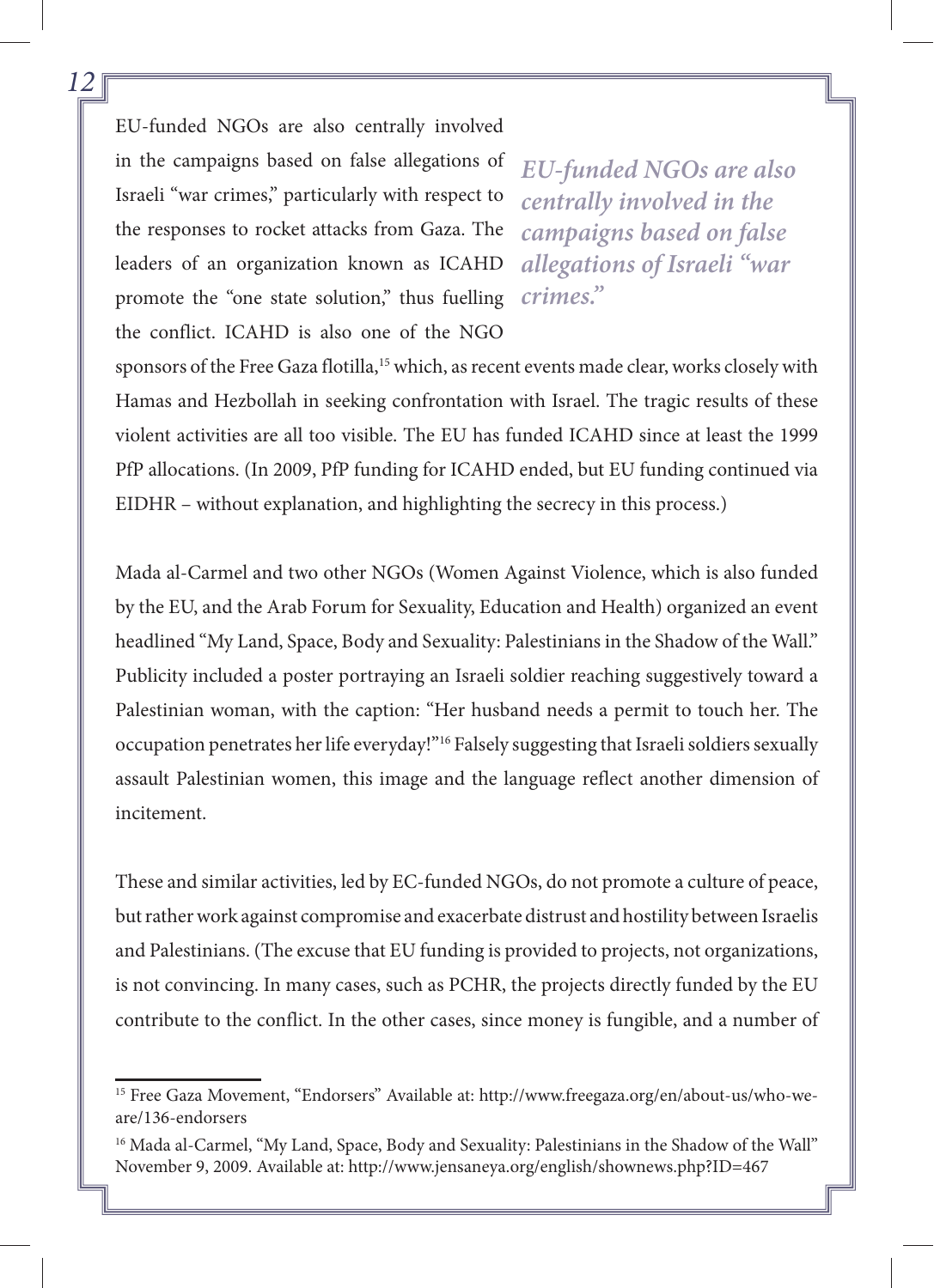EU-funded NGOs are also centrally involved in the campaigns based on false allegations of Israeli "war crimes," particularly with respect to the responses to rocket attacks from Gaza. The leaders of an organization known as ICAHD promote the "one state solution," thus fuelling the conflict. ICAHD is also one of the NGO sponsors of the Free Gaza flotilla,[15] which, as recent events made clear, works closely with Hamas and Hezbollah in seeking confrontation with Israel. The tragic results of these violent activities are all too visible. The EU has funded ICAHD since at least the 1999 PfP allocations. (In 2009, PfP funding for ICAHD ended, but EU funding continued via EIDHR – without explanation, and highlighting the secrecy in this process.)

*EU-funded NGOs are also centrally involved in the campaigns based on false allegations of Israeli "war crimes."*

Mada al-Carmel and two other NGOs (Women Against Violence, which is also funded by the EU, and the Arab Forum for Sexuality, Education and Health) organized an event headlined "My Land, Space, Body and Sexuality: Palestinians in the Shadow of the Wall." Publicity included a poster portraying an Israeli soldier reaching suggestively toward a Palestinian woman, with the caption: "Her husband needs a permit to touch her. The occupation penetrates her life everyday!"[16] Falsely suggesting that Israeli soldiers sexually assault Palestinian women, this image and the language reflect another dimension of incitement.

These and similar activities, led by EC-funded NGOs, do not promote a culture of peace, but rather work against compromise and exacerbate distrust and hostility between Israelis and Palestinians. (The excuse that EU funding is provided to projects, not organizations, is not convincing. In many cases, such as PCHR, the projects directly funded by the EU contribute to the conflict. In the other cases, since money is fungible, and a number of

---

[15] Free Gaza Movement, "Endorsers" Available at: http://www.freegaza.org/en/about-us/who-we-are/136-endorsers

[16] Mada al-Carmel, "My Land, Space, Body and Sexuality: Palestinians in the Shadow of the Wall" November 9, 2009. Available at: http://www.jensaneya.org/english/shownews.php?ID=467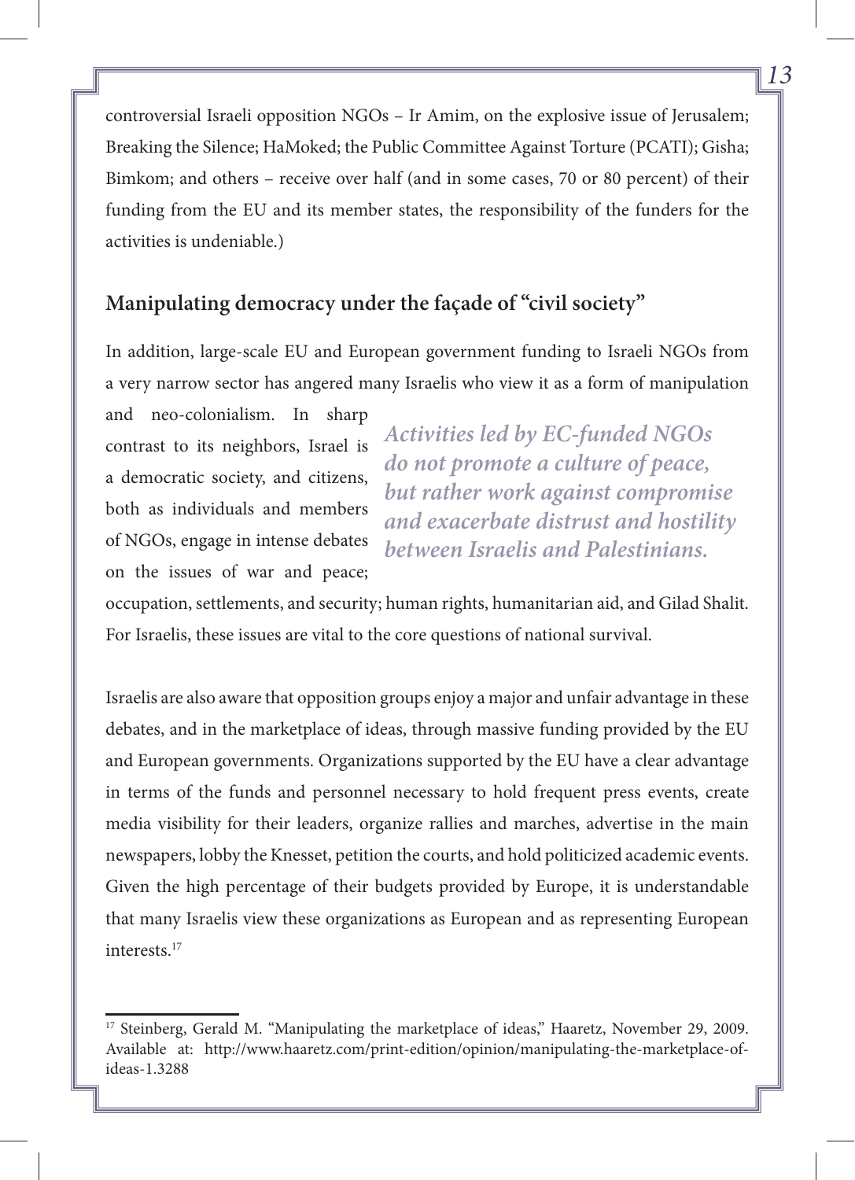controversial Israeli opposition NGOs – Ir Amim, on the explosive issue of Jerusalem; Breaking the Silence; HaMoked; the Public Committee Against Torture (PCATI); Gisha; Bimkom; and others – receive over half (and in some cases, 70 or 80 percent) of their funding from the EU and its member states, the responsibility of the funders for the activities is undeniable.)

## Manipulating democracy under the façade of "civil society"

In addition, large-scale EU and European government funding to Israeli NGOs from a very narrow sector has angered many Israelis who view it as a form of manipulation and neo-colonialism. In sharp contrast to its neighbors, Israel is a democratic society, and citizens, both as individuals and members of NGOs, engage in intense debates on the issues of war and peace; occupation, settlements, and security; human rights, humanitarian aid, and Gilad Shalit. For Israelis, these issues are vital to the core questions of national survival.

> ***Activities led by EC-funded NGOs do not promote a culture of peace, but rather work against compromise and exacerbate distrust and hostility between Israelis and Palestinians.***

Israelis are also aware that opposition groups enjoy a major and unfair advantage in these debates, and in the marketplace of ideas, through massive funding provided by the EU and European governments. Organizations supported by the EU have a clear advantage in terms of the funds and personnel necessary to hold frequent press events, create media visibility for their leaders, organize rallies and marches, advertise in the main newspapers, lobby the Knesset, petition the courts, and hold politicized academic events. Given the high percentage of their budgets provided by Europe, it is understandable that many Israelis view these organizations as European and as representing European interests.[17]

---

[17] Steinberg, Gerald M. "Manipulating the marketplace of ideas," Haaretz, November 29, 2009. Available at: http://www.haaretz.com/print-edition/opinion/manipulating-the-marketplace-of-ideas-1.3288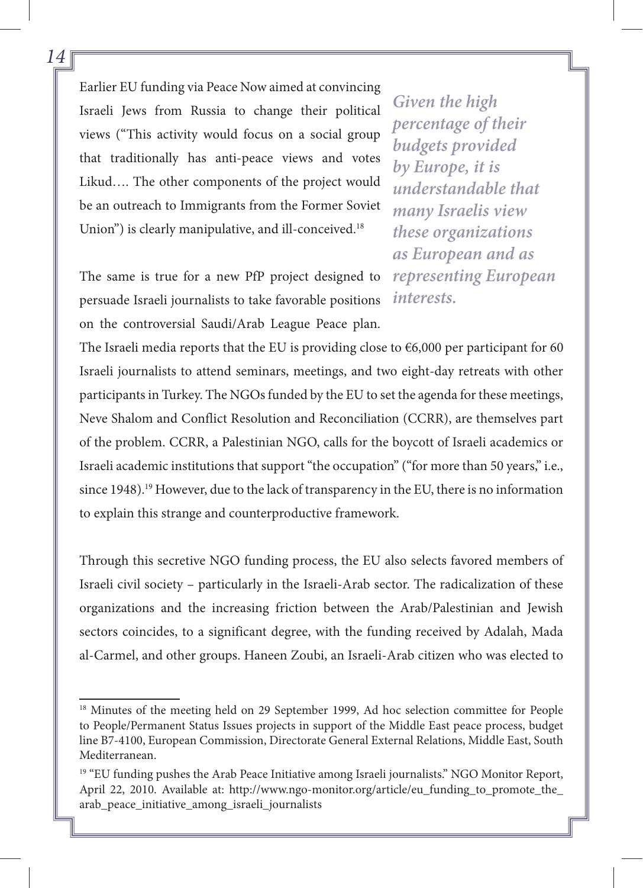Earlier EU funding via Peace Now aimed at convincing Israeli Jews from Russia to change their political views ("This activity would focus on a social group that traditionally has anti-peace views and votes Likud…. The other components of the project would be an outreach to Immigrants from the Former Soviet Union") is clearly manipulative, and ill-conceived.[18]

*Given the high percentage of their budgets provided by Europe, it is understandable that many Israelis view these organizations as European and as representing European interests.*

The same is true for a new PfP project designed to persuade Israeli journalists to take favorable positions on the controversial Saudi/Arab League Peace plan. The Israeli media reports that the EU is providing close to €6,000 per participant for 60 Israeli journalists to attend seminars, meetings, and two eight-day retreats with other participants in Turkey. The NGOs funded by the EU to set the agenda for these meetings, Neve Shalom and Conflict Resolution and Reconciliation (CCRR), are themselves part of the problem. CCRR, a Palestinian NGO, calls for the boycott of Israeli academics or Israeli academic institutions that support "the occupation" ("for more than 50 years," i.e., since 1948).[19] However, due to the lack of transparency in the EU, there is no information to explain this strange and counterproductive framework.

Through this secretive NGO funding process, the EU also selects favored members of Israeli civil society – particularly in the Israeli-Arab sector. The radicalization of these organizations and the increasing friction between the Arab/Palestinian and Jewish sectors coincides, to a significant degree, with the funding received by Adalah, Mada al-Carmel, and other groups. Haneen Zoubi, an Israeli-Arab citizen who was elected to

---

[18] Minutes of the meeting held on 29 September 1999, Ad hoc selection committee for People to People/Permanent Status Issues projects in support of the Middle East peace process, budget line B7-4100, European Commission, Directorate General External Relations, Middle East, South Mediterranean.

[19] "EU funding pushes the Arab Peace Initiative among Israeli journalists." NGO Monitor Report, April 22, 2010. Available at: http://www.ngo-monitor.org/article/eu_funding_to_promote_the_arab_peace_initiative_among_israeli_journalists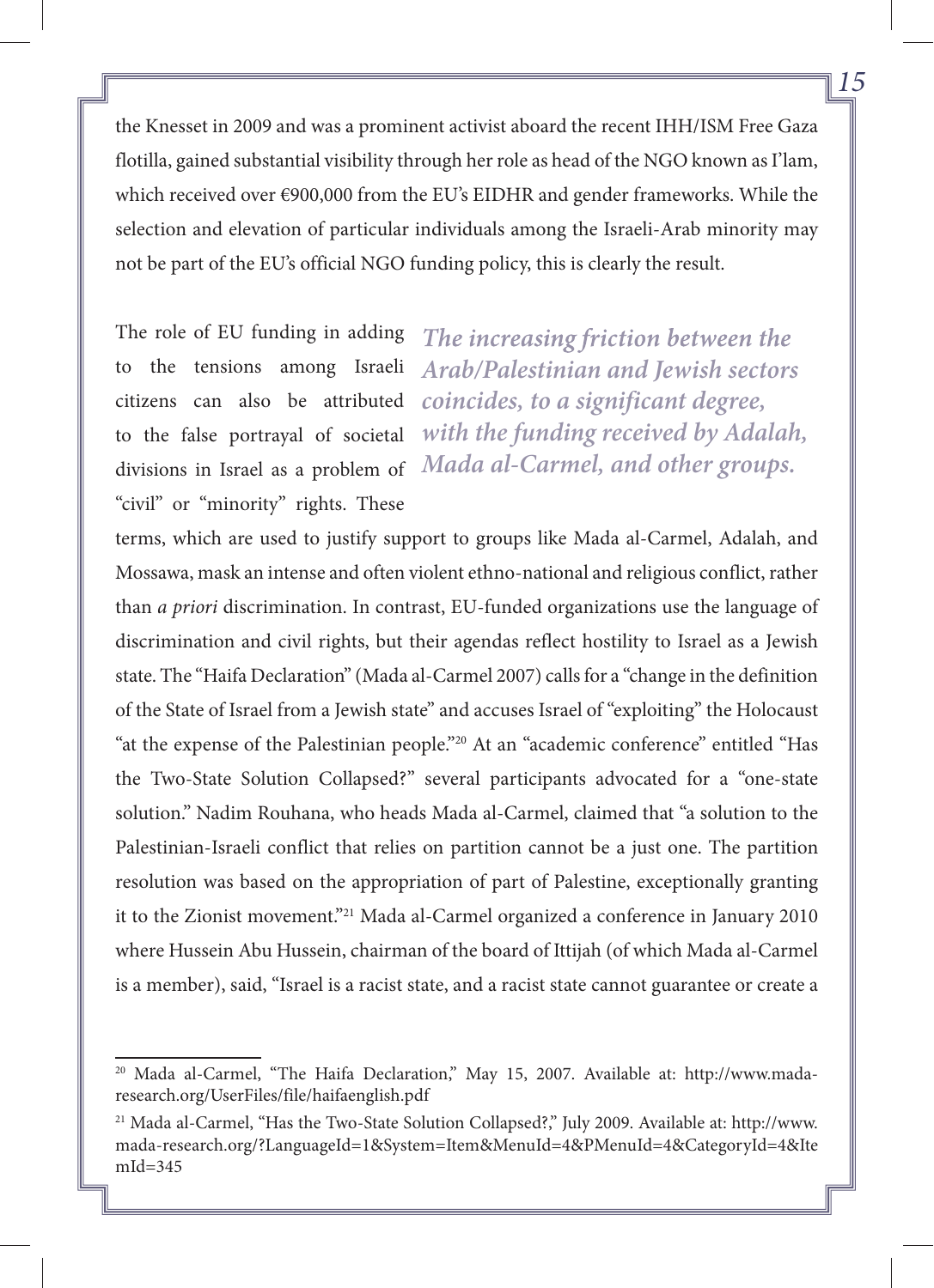the Knesset in 2009 and was a prominent activist aboard the recent IHH/ISM Free Gaza flotilla, gained substantial visibility through her role as head of the NGO known as I'lam, which received over €900,000 from the EU's EIDHR and gender frameworks. While the selection and elevation of particular individuals among the Israeli-Arab minority may not be part of the EU's official NGO funding policy, this is clearly the result.

> *The increasing friction between the Arab/Palestinian and Jewish sectors coincides, to a significant degree, with the funding received by Adalah, Mada al-Carmel, and other groups.*

The role of EU funding in adding to the tensions among Israeli citizens can also be attributed to the false portrayal of societal divisions in Israel as a problem of "civil" or "minority" rights. These terms, which are used to justify support to groups like Mada al-Carmel, Adalah, and Mossawa, mask an intense and often violent ethno-national and religious conflict, rather than *a priori* discrimination. In contrast, EU-funded organizations use the language of discrimination and civil rights, but their agendas reflect hostility to Israel as a Jewish state. The "Haifa Declaration" (Mada al-Carmel 2007) calls for a "change in the definition of the State of Israel from a Jewish state" and accuses Israel of "exploiting" the Holocaust "at the expense of the Palestinian people."[20] At an "academic conference" entitled "Has the Two-State Solution Collapsed?" several participants advocated for a "one-state solution." Nadim Rouhana, who heads Mada al-Carmel, claimed that "a solution to the Palestinian-Israeli conflict that relies on partition cannot be a just one. The partition resolution was based on the appropriation of part of Palestine, exceptionally granting it to the Zionist movement."[21] Mada al-Carmel organized a conference in January 2010 where Hussein Abu Hussein, chairman of the board of Ittijah (of which Mada al-Carmel is a member), said, "Israel is a racist state, and a racist state cannot guarantee or create a

---

[20] Mada al-Carmel, "The Haifa Declaration," May 15, 2007. Available at: http://www.mada-research.org/UserFiles/file/haifaenglish.pdf

[21] Mada al-Carmel, "Has the Two-State Solution Collapsed?," July 2009. Available at: http://www.mada-research.org/?LanguageId=1&System=Item&MenuId=4&PMenuId=4&CategoryId=4&ItemId=345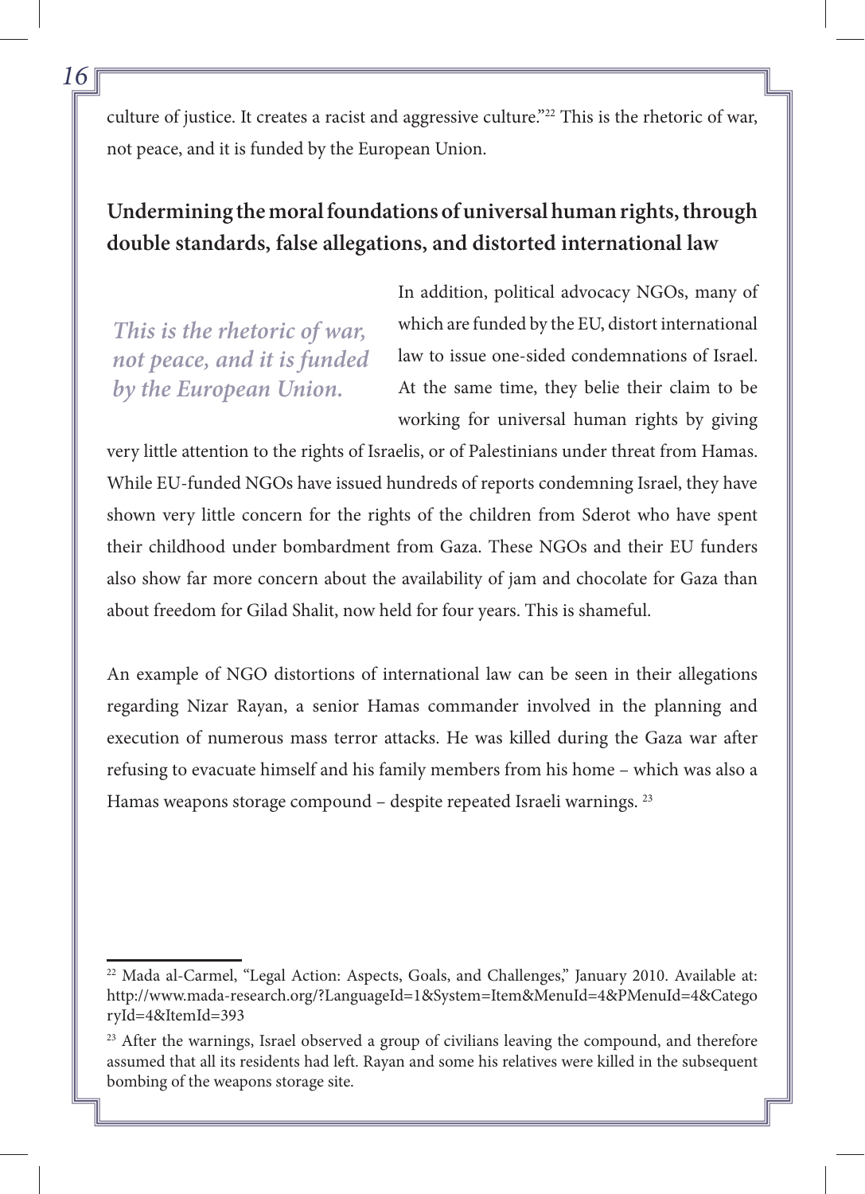culture of justice. It creates a racist and aggressive culture."[22] This is the rhetoric of war, not peace, and it is funded by the European Union.

## Undermining the moral foundations of universal human rights, through double standards, false allegations, and distorted international law

> *This is the rhetoric of war, not peace, and it is funded by the European Union.*

In addition, political advocacy NGOs, many of which are funded by the EU, distort international law to issue one-sided condemnations of Israel. At the same time, they belie their claim to be working for universal human rights by giving very little attention to the rights of Israelis, or of Palestinians under threat from Hamas. While EU-funded NGOs have issued hundreds of reports condemning Israel, they have shown very little concern for the rights of the children from Sderot who have spent their childhood under bombardment from Gaza. These NGOs and their EU funders also show far more concern about the availability of jam and chocolate for Gaza than about freedom for Gilad Shalit, now held for four years. This is shameful.

An example of NGO distortions of international law can be seen in their allegations regarding Nizar Rayan, a senior Hamas commander involved in the planning and execution of numerous mass terror attacks. He was killed during the Gaza war after refusing to evacuate himself and his family members from his home – which was also a Hamas weapons storage compound – despite repeated Israeli warnings. [23]

---

[22] Mada al-Carmel, "Legal Action: Aspects, Goals, and Challenges," January 2010. Available at: http://www.mada-research.org/?LanguageId=1&System=Item&MenuId=4&PMenuId=4&CategoryId=4&ItemId=393

[23] After the warnings, Israel observed a group of civilians leaving the compound, and therefore assumed that all its residents had left. Rayan and some his relatives were killed in the subsequent bombing of the weapons storage site.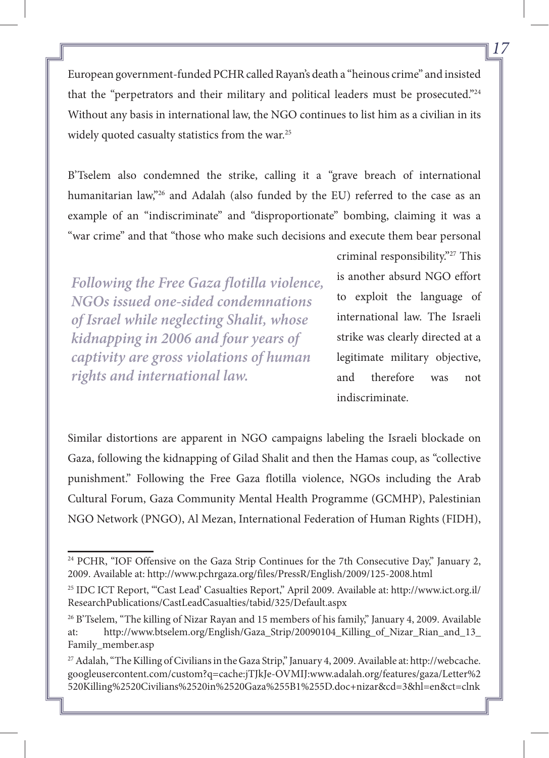European government-funded PCHR called Rayan's death a "heinous crime" and insisted that the "perpetrators and their military and political leaders must be prosecuted."[24] Without any basis in international law, the NGO continues to list him as a civilian in its widely quoted casualty statistics from the war.[25]

B'Tselem also condemned the strike, calling it a "grave breach of international humanitarian law,"[26] and Adalah (also funded by the EU) referred to the case as an example of an "indiscriminate" and "disproportionate" bombing, claiming it was a "war crime" and that "those who make such decisions and execute them bear personal criminal responsibility."[27] This is another absurd NGO effort to exploit the language of international law. The Israeli strike was clearly directed at a legitimate military objective, and therefore was not indiscriminate.

*Following the Free Gaza flotilla violence, NGOs issued one-sided condemnations of Israel while neglecting Shalit, whose kidnapping in 2006 and four years of captivity are gross violations of human rights and international law.*

Similar distortions are apparent in NGO campaigns labeling the Israeli blockade on Gaza, following the kidnapping of Gilad Shalit and then the Hamas coup, as "collective punishment." Following the Free Gaza flotilla violence, NGOs including the Arab Cultural Forum, Gaza Community Mental Health Programme (GCMHP), Palestinian NGO Network (PNGO), Al Mezan, International Federation of Human Rights (FIDH),

---

[24] PCHR, "IOF Offensive on the Gaza Strip Continues for the 7th Consecutive Day," January 2, 2009. Available at: http://www.pchrgaza.org/files/PressR/English/2009/125-2008.html

[25] IDC ICT Report, "'Cast Lead' Casualties Report," April 2009. Available at: http://www.ict.org.il/ResearchPublications/CastLeadCasualties/tabid/325/Default.aspx

[26] B'Tselem, "The killing of Nizar Rayan and 15 members of his family," January 4, 2009. Available at: http://www.btselem.org/English/Gaza_Strip/20090104_Killing_of_Nizar_Rian_and_13_Family_member.asp

[27] Adalah, "The Killing of Civilians in the Gaza Strip," January 4, 2009. Available at: http://webcache.googleusercontent.com/custom?q=cache:jTJkJe-OVMIJ:www.adalah.org/features/gaza/Letter%2520Killing%2520Civilians%2520in%2520Gaza%255B1%255D.doc+nizar&cd=3&hl=en&ct=clnk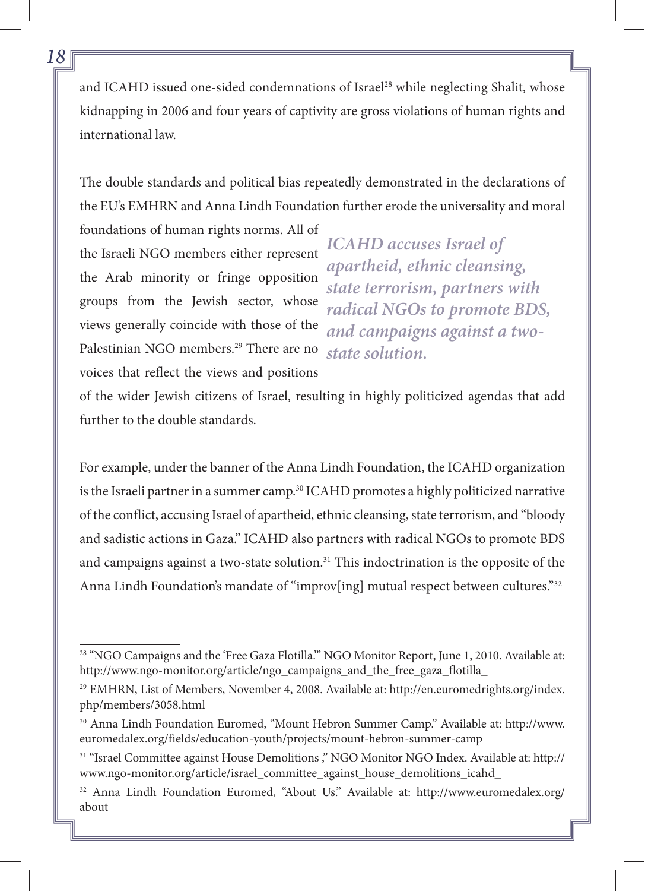and ICAHD issued one-sided condemnations of Israel[28] while neglecting Shalit, whose kidnapping in 2006 and four years of captivity are gross violations of human rights and international law.

The double standards and political bias repeatedly demonstrated in the declarations of the EU's EMHRN and Anna Lindh Foundation further erode the universality and moral foundations of human rights norms. All of the Israeli NGO members either represent the Arab minority or fringe opposition groups from the Jewish sector, whose views generally coincide with those of the Palestinian NGO members.[29] There are no voices that reflect the views and positions of the wider Jewish citizens of Israel, resulting in highly politicized agendas that add further to the double standards.

*ICAHD accuses Israel of apartheid, ethnic cleansing, state terrorism, partners with radical NGOs to promote BDS, and campaigns against a two-state solution.*

For example, under the banner of the Anna Lindh Foundation, the ICAHD organization is the Israeli partner in a summer camp.[30] ICAHD promotes a highly politicized narrative of the conflict, accusing Israel of apartheid, ethnic cleansing, state terrorism, and "bloody and sadistic actions in Gaza." ICAHD also partners with radical NGOs to promote BDS and campaigns against a two-state solution.[31] This indoctrination is the opposite of the Anna Lindh Foundation's mandate of "improv[ing] mutual respect between cultures."[32]

---

[28] "NGO Campaigns and the 'Free Gaza Flotilla.'" NGO Monitor Report, June 1, 2010. Available at: http://www.ngo-monitor.org/article/ngo_campaigns_and_the_free_gaza_flotilla_

[29] EMHRN, List of Members, November 4, 2008. Available at: http://en.euromedrights.org/index.php/members/3058.html

[30] Anna Lindh Foundation Euromed, "Mount Hebron Summer Camp." Available at: http://www.euromedalex.org/fields/education-youth/projects/mount-hebron-summer-camp

[31] "Israel Committee against House Demolitions ," NGO Monitor NGO Index. Available at: http://www.ngo-monitor.org/article/israel_committee_against_house_demolitions_icahd_

[32] Anna Lindh Foundation Euromed, "About Us." Available at: http://www.euromedalex.org/about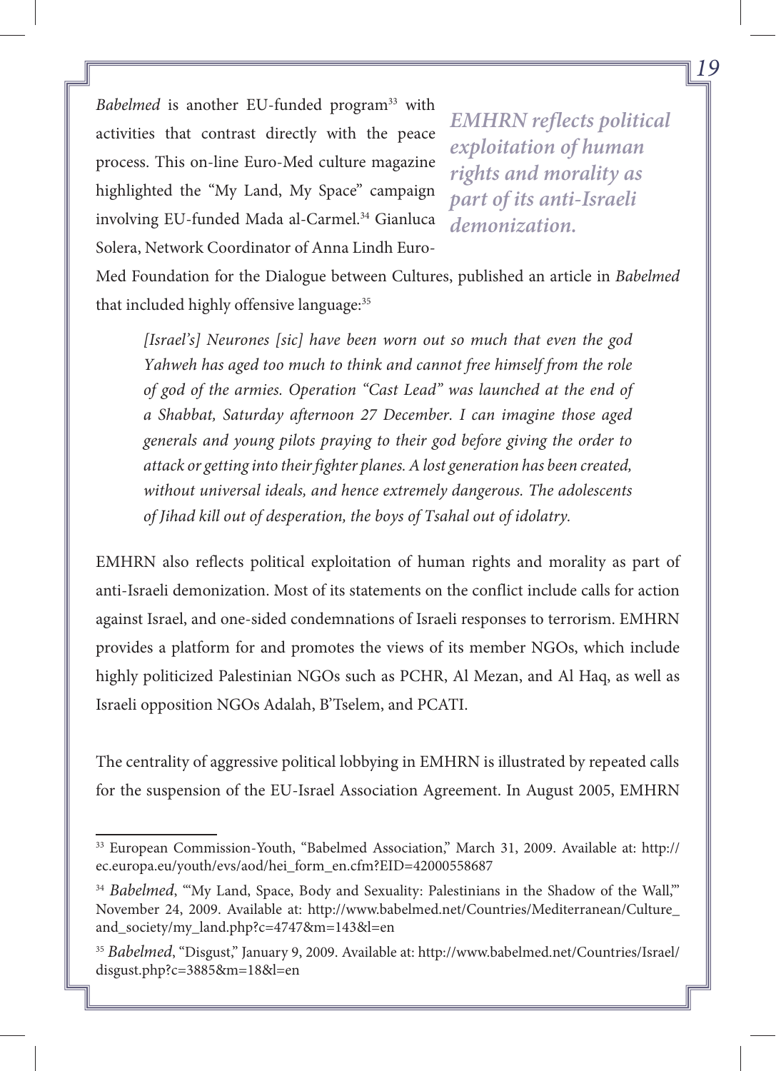*Babelmed* is another EU-funded program[33] with activities that contrast directly with the peace process. This on-line Euro-Med culture magazine highlighted the "My Land, My Space" campaign involving EU-funded Mada al-Carmel.[34] Gianluca Solera, Network Coordinator of Anna Lindh Euro-Med Foundation for the Dialogue between Cultures, published an article in *Babelmed* that included highly offensive language:[35]

***EMHRN reflects political exploitation of human rights and morality as part of its anti-Israeli demonization.***

> *[Israel's] Neurones [sic] have been worn out so much that even the god Yahweh has aged too much to think and cannot free himself from the role of god of the armies. Operation "Cast Lead" was launched at the end of a Shabbat, Saturday afternoon 27 December. I can imagine those aged generals and young pilots praying to their god before giving the order to attack or getting into their fighter planes. A lost generation has been created, without universal ideals, and hence extremely dangerous. The adolescents of Jihad kill out of desperation, the boys of Tsahal out of idolatry.*

EMHRN also reflects political exploitation of human rights and morality as part of anti-Israeli demonization. Most of its statements on the conflict include calls for action against Israel, and one-sided condemnations of Israeli responses to terrorism. EMHRN provides a platform for and promotes the views of its member NGOs, which include highly politicized Palestinian NGOs such as PCHR, Al Mezan, and Al Haq, as well as Israeli opposition NGOs Adalah, B'Tselem, and PCATI.

The centrality of aggressive political lobbying in EMHRN is illustrated by repeated calls for the suspension of the EU-Israel Association Agreement. In August 2005, EMHRN

---

[33] European Commission-Youth, "Babelmed Association," March 31, 2009. Available at: http://ec.europa.eu/youth/evs/aod/hei_form_en.cfm?EID=42000558687

[34] *Babelmed*, "'My Land, Space, Body and Sexuality: Palestinians in the Shadow of the Wall,'" November 24, 2009. Available at: http://www.babelmed.net/Countries/Mediterranean/Culture_and_society/my_land.php?c=4747&m=143&l=en

[35] *Babelmed*, "Disgust," January 9, 2009. Available at: http://www.babelmed.net/Countries/Israel/disgust.php?c=3885&m=18&l=en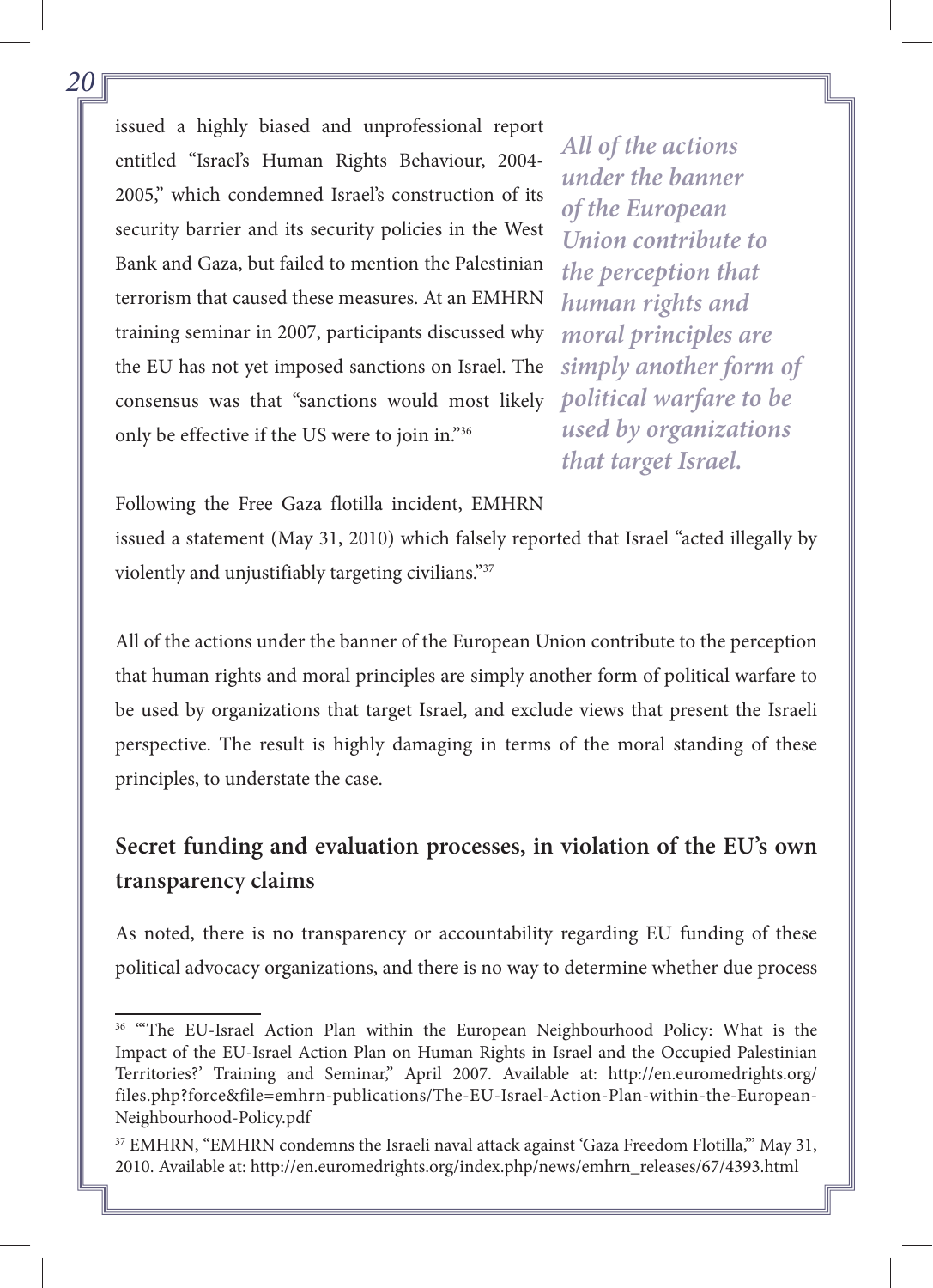issued a highly biased and unprofessional report entitled "Israel's Human Rights Behaviour, 2004-2005," which condemned Israel's construction of its security barrier and its security policies in the West Bank and Gaza, but failed to mention the Palestinian terrorism that caused these measures. At an EMHRN training seminar in 2007, participants discussed why the EU has not yet imposed sanctions on Israel. The consensus was that "sanctions would most likely only be effective if the US were to join in."[36]

*All of the actions under the banner of the European Union contribute to the perception that human rights and moral principles are simply another form of political warfare to be used by organizations that target Israel.*

Following the Free Gaza flotilla incident, EMHRN issued a statement (May 31, 2010) which falsely reported that Israel "acted illegally by violently and unjustifiably targeting civilians."[37]

All of the actions under the banner of the European Union contribute to the perception that human rights and moral principles are simply another form of political warfare to be used by organizations that target Israel, and exclude views that present the Israeli perspective. The result is highly damaging in terms of the moral standing of these principles, to understate the case.

## Secret funding and evaluation processes, in violation of the EU's own transparency claims

As noted, there is no transparency or accountability regarding EU funding of these political advocacy organizations, and there is no way to determine whether due process

---

[36] "'The EU-Israel Action Plan within the European Neighbourhood Policy: What is the Impact of the EU-Israel Action Plan on Human Rights in Israel and the Occupied Palestinian Territories?' Training and Seminar," April 2007. Available at: http://en.euromedrights.org/files.php?force&file=emhrn-publications/The-EU-Israel-Action-Plan-within-the-European-Neighbourhood-Policy.pdf

[37] EMHRN, "EMHRN condemns the Israeli naval attack against 'Gaza Freedom Flotilla,'" May 31, 2010. Available at: http://en.euromedrights.org/index.php/news/emhrn_releases/67/4393.html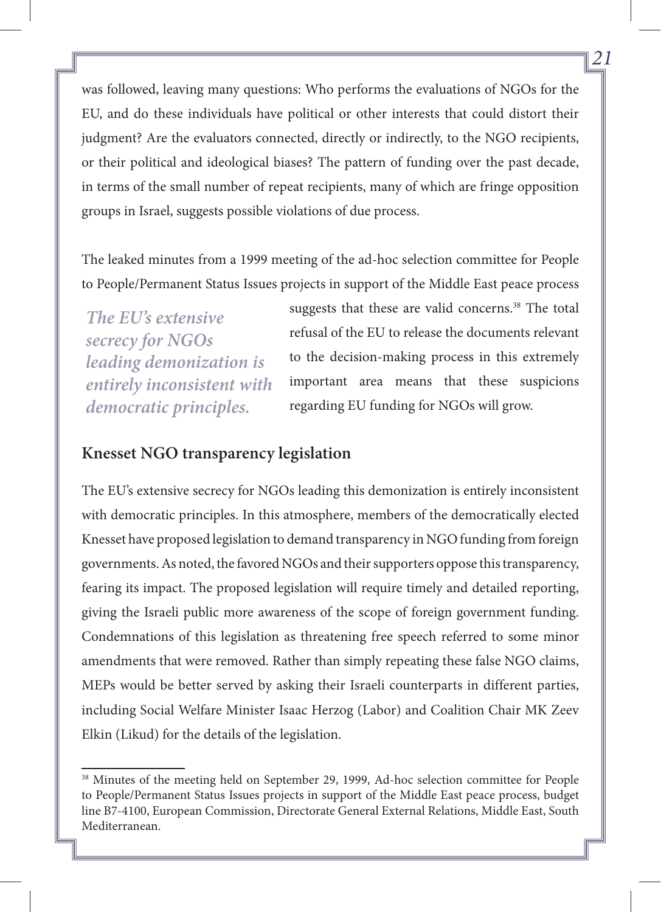was followed, leaving many questions: Who performs the evaluations of NGOs for the EU, and do these individuals have political or other interests that could distort their judgment? Are the evaluators connected, directly or indirectly, to the NGO recipients, or their political and ideological biases? The pattern of funding over the past decade, in terms of the small number of repeat recipients, many of which are fringe opposition groups in Israel, suggests possible violations of due process.

The leaked minutes from a 1999 meeting of the ad-hoc selection committee for People to People/Permanent Status Issues projects in support of the Middle East peace process suggests that these are valid concerns.[38] The total refusal of the EU to release the documents relevant to the decision-making process in this extremely important area means that these suspicions regarding EU funding for NGOs will grow.

*The EU's extensive secrecy for NGOs leading demonization is entirely inconsistent with democratic principles.*

## Knesset NGO transparency legislation

The EU's extensive secrecy for NGOs leading this demonization is entirely inconsistent with democratic principles. In this atmosphere, members of the democratically elected Knesset have proposed legislation to demand transparency in NGO funding from foreign governments. As noted, the favored NGOs and their supporters oppose this transparency, fearing its impact. The proposed legislation will require timely and detailed reporting, giving the Israeli public more awareness of the scope of foreign government funding. Condemnations of this legislation as threatening free speech referred to some minor amendments that were removed. Rather than simply repeating these false NGO claims, MEPs would be better served by asking their Israeli counterparts in different parties, including Social Welfare Minister Isaac Herzog (Labor) and Coalition Chair MK Zeev Elkin (Likud) for the details of the legislation.

---

[38] Minutes of the meeting held on September 29, 1999, Ad-hoc selection committee for People to People/Permanent Status Issues projects in support of the Middle East peace process, budget line B7-4100, European Commission, Directorate General External Relations, Middle East, South Mediterranean.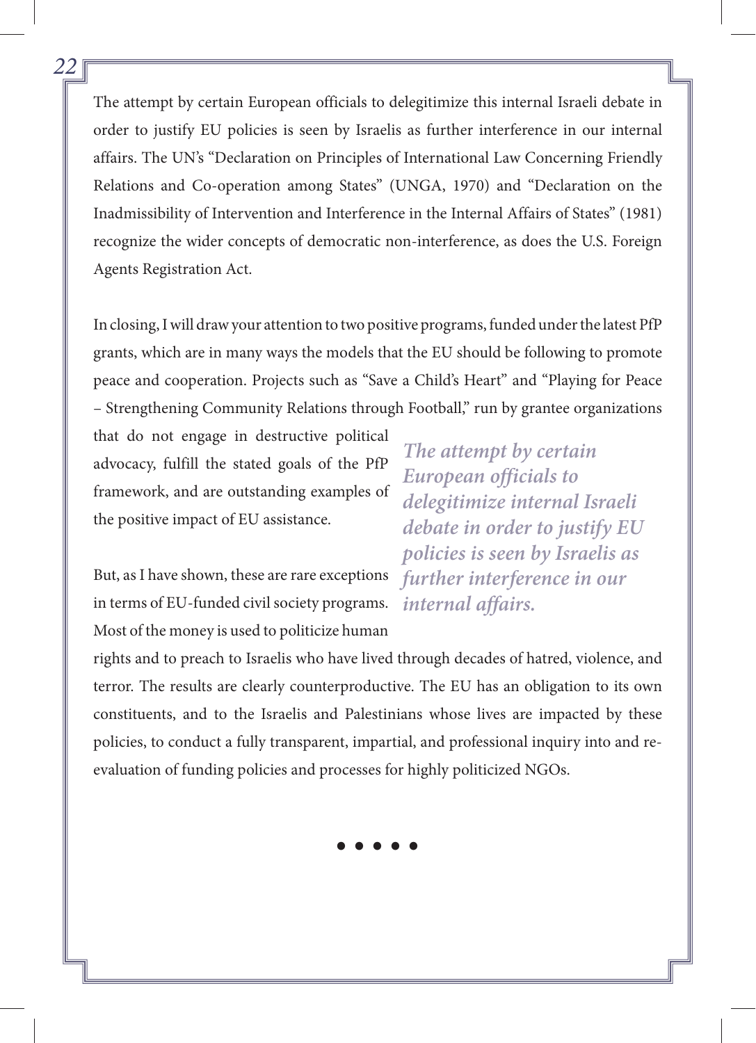The attempt by certain European officials to delegitimize this internal Israeli debate in order to justify EU policies is seen by Israelis as further interference in our internal affairs. The UN's "Declaration on Principles of International Law Concerning Friendly Relations and Co-operation among States" (UNGA, 1970) and "Declaration on the Inadmissibility of Intervention and Interference in the Internal Affairs of States" (1981) recognize the wider concepts of democratic non-interference, as does the U.S. Foreign Agents Registration Act.

In closing, I will draw your attention to two positive programs, funded under the latest PfP grants, which are in many ways the models that the EU should be following to promote peace and cooperation. Projects such as "Save a Child's Heart" and "Playing for Peace – Strengthening Community Relations through Football," run by grantee organizations that do not engage in destructive political advocacy, fulfill the stated goals of the PfP framework, and are outstanding examples of the positive impact of EU assistance.

> *The attempt by certain European officials to delegitimize internal Israeli debate in order to justify EU policies is seen by Israelis as further interference in our internal affairs.*

But, as I have shown, these are rare exceptions in terms of EU-funded civil society programs. Most of the money is used to politicize human rights and to preach to Israelis who have lived through decades of hatred, violence, and terror. The results are clearly counterproductive. The EU has an obligation to its own constituents, and to the Israelis and Palestinians whose lives are impacted by these policies, to conduct a fully transparent, impartial, and professional inquiry into and re-evaluation of funding policies and processes for highly politicized NGOs.

• • • • •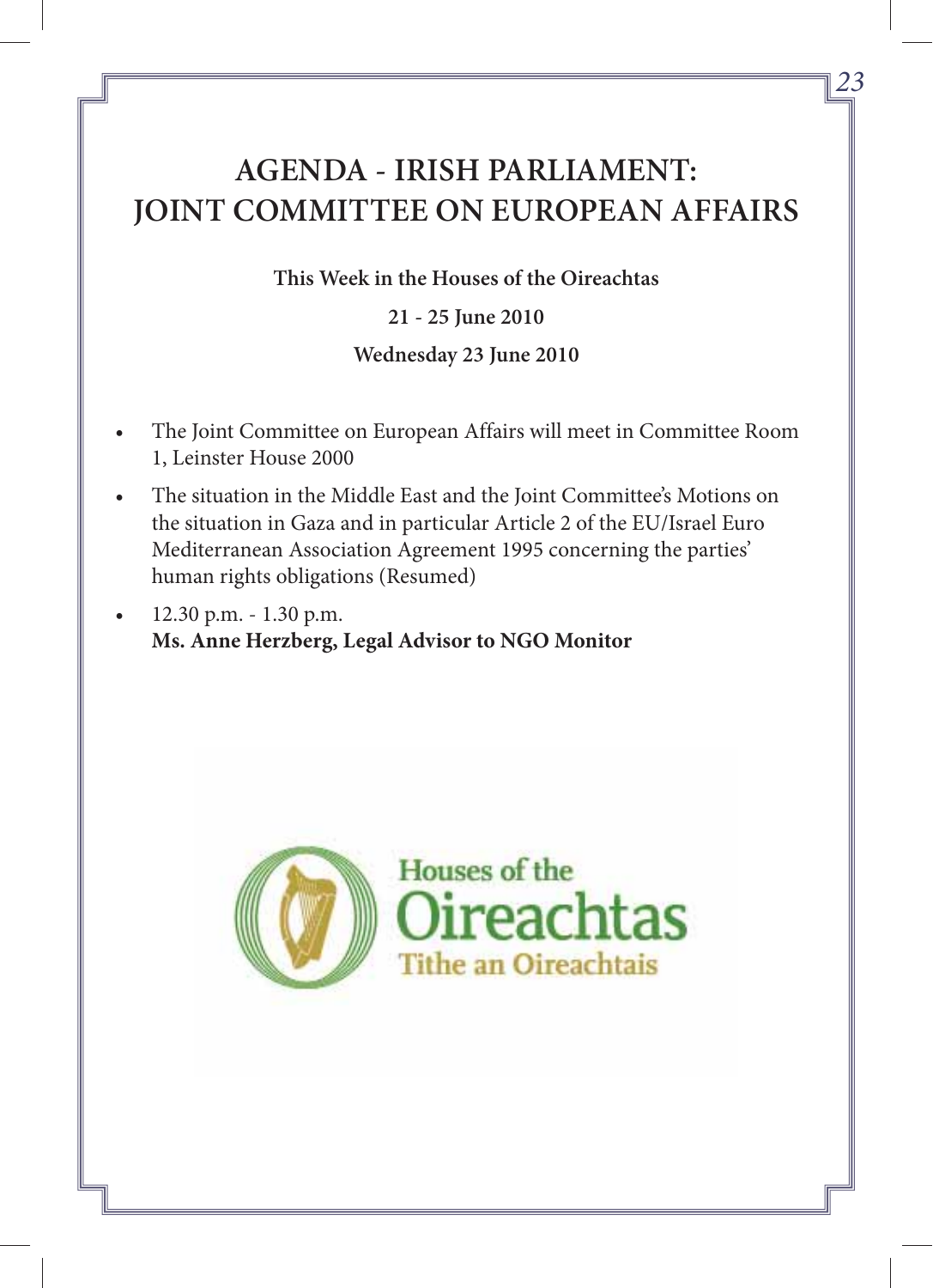# AGENDA - IRISH PARLIAMENT: JOINT COMMITTEE ON EUROPEAN AFFAIRS

**This Week in the Houses of the Oireachtas**

**21 - 25 June 2010**

**Wednesday 23 June 2010**

- The Joint Committee on European Affairs will meet in Committee Room 1, Leinster House 2000
- The situation in the Middle East and the Joint Committee's Motions on the situation in Gaza and in particular Article 2 of the EU/Israel Euro Mediterranean Association Agreement 1995 concerning the parties' human rights obligations (Resumed)
- 12.30 p.m. - 1.30 p.m.
  **Ms. Anne Herzberg, Legal Advisor to NGO Monitor**

Houses of the Oireachtas
Tithe an Oireachtais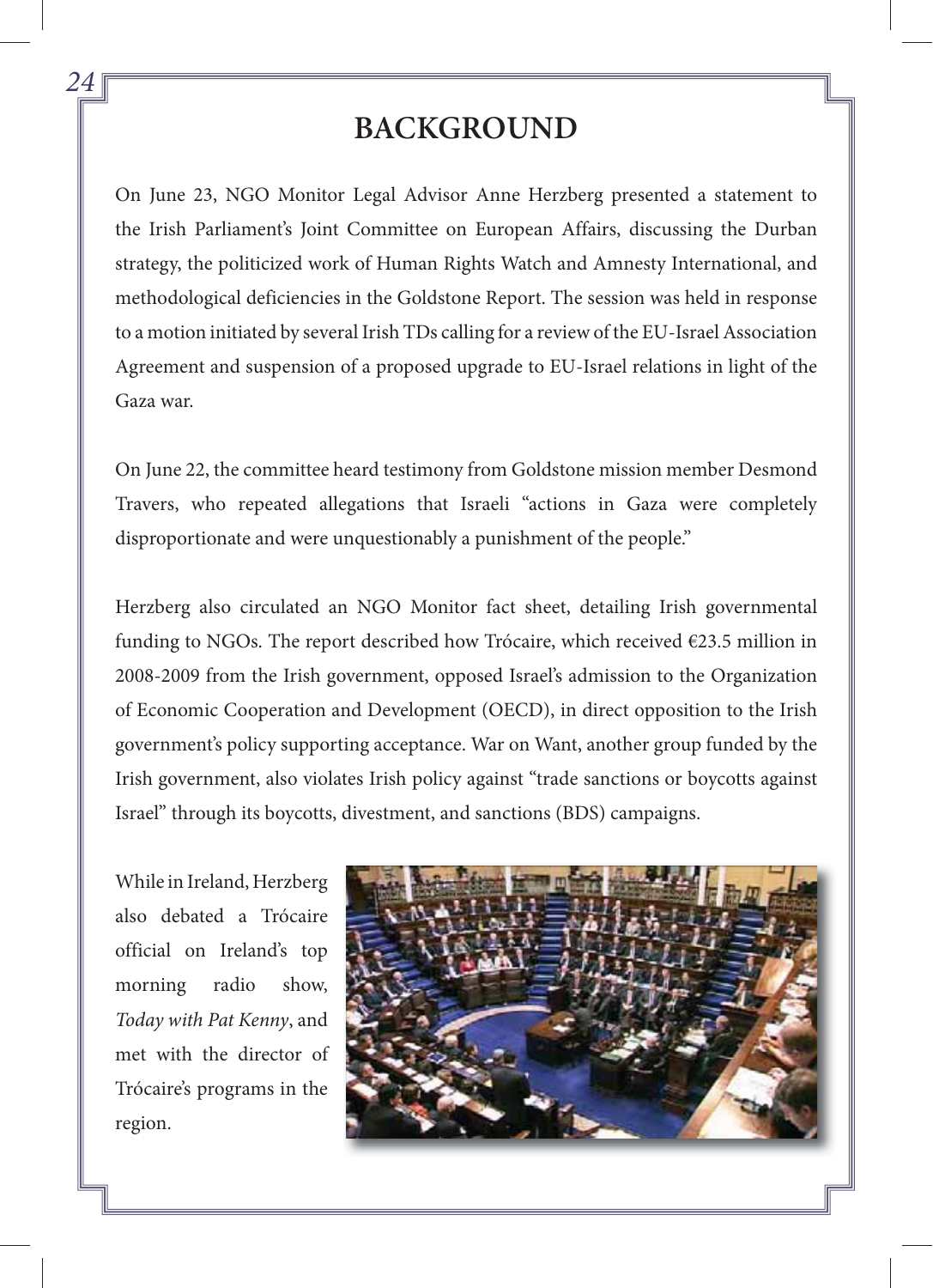# BACKGROUND

On June 23, NGO Monitor Legal Advisor Anne Herzberg presented a statement to the Irish Parliament's Joint Committee on European Affairs, discussing the Durban strategy, the politicized work of Human Rights Watch and Amnesty International, and methodological deficiencies in the Goldstone Report. The session was held in response to a motion initiated by several Irish TDs calling for a review of the EU-Israel Association Agreement and suspension of a proposed upgrade to EU-Israel relations in light of the Gaza war.

On June 22, the committee heard testimony from Goldstone mission member Desmond Travers, who repeated allegations that Israeli "actions in Gaza were completely disproportionate and were unquestionably a punishment of the people."

Herzberg also circulated an NGO Monitor fact sheet, detailing Irish governmental funding to NGOs. The report described how Trócaire, which received €23.5 million in 2008-2009 from the Irish government, opposed Israel's admission to the Organization of Economic Cooperation and Development (OECD), in direct opposition to the Irish government's policy supporting acceptance. War on Want, another group funded by the Irish government, also violates Irish policy against "trade sanctions or boycotts against Israel" through its boycotts, divestment, and sanctions (BDS) campaigns.

While in Ireland, Herzberg also debated a Trócaire official on Ireland's top morning radio show, *Today with Pat Kenny*, and met with the director of Trócaire's programs in the region.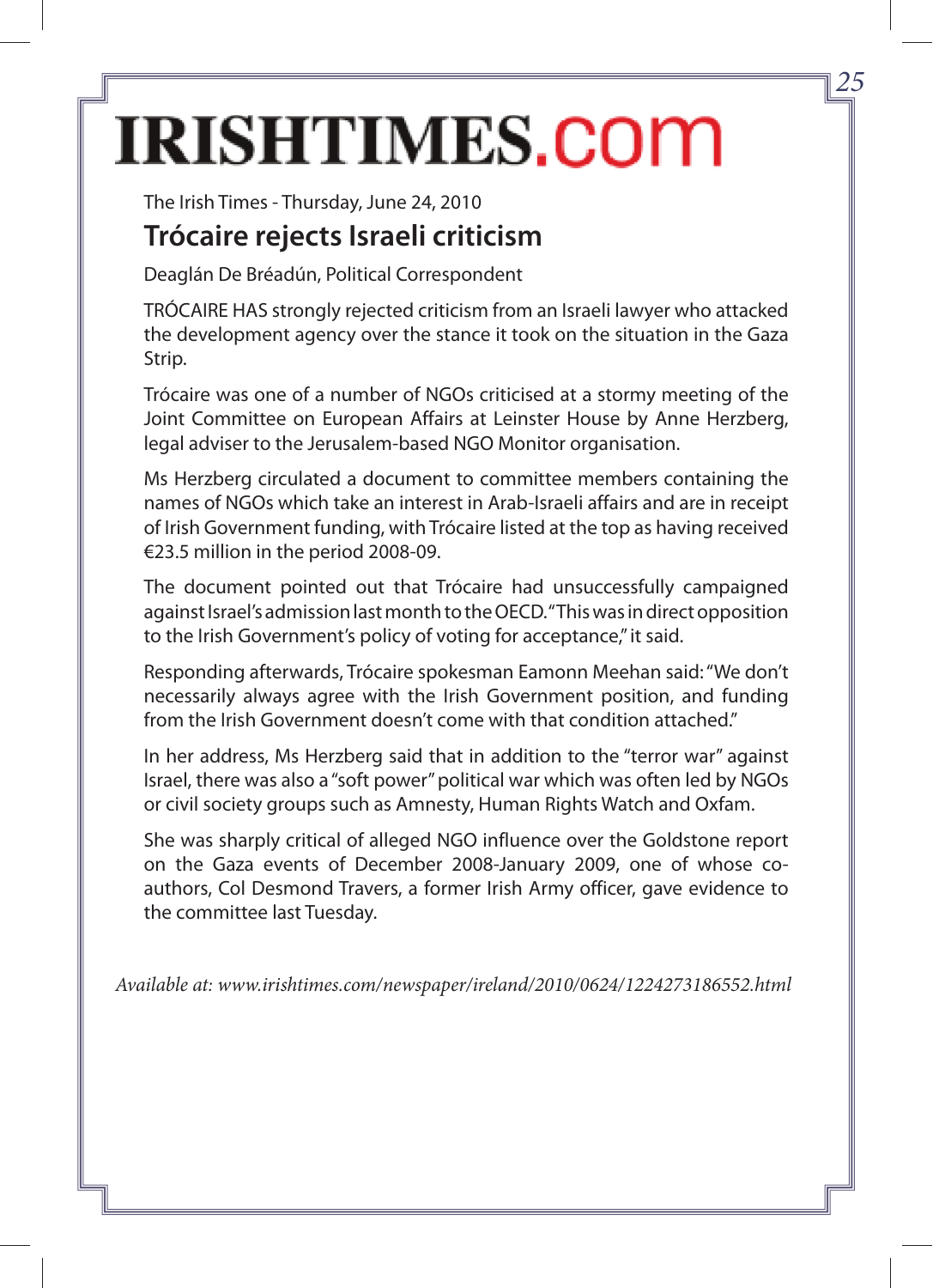# IRISHTIMES.com

The Irish Times - Thursday, June 24, 2010

## Trócaire rejects Israeli criticism

Deaglán De Bréadún, Political Correspondent

TRÓCAIRE HAS strongly rejected criticism from an Israeli lawyer who attacked the development agency over the stance it took on the situation in the Gaza Strip.

Trócaire was one of a number of NGOs criticised at a stormy meeting of the Joint Committee on European Affairs at Leinster House by Anne Herzberg, legal adviser to the Jerusalem-based NGO Monitor organisation.

Ms Herzberg circulated a document to committee members containing the names of NGOs which take an interest in Arab-Israeli affairs and are in receipt of Irish Government funding, with Trócaire listed at the top as having received €23.5 million in the period 2008-09.

The document pointed out that Trócaire had unsuccessfully campaigned against Israel's admission last month to the OECD. "This was in direct opposition to the Irish Government's policy of voting for acceptance," it said.

Responding afterwards, Trócaire spokesman Eamonn Meehan said: "We don't necessarily always agree with the Irish Government position, and funding from the Irish Government doesn't come with that condition attached."

In her address, Ms Herzberg said that in addition to the "terror war" against Israel, there was also a "soft power" political war which was often led by NGOs or civil society groups such as Amnesty, Human Rights Watch and Oxfam.

She was sharply critical of alleged NGO influence over the Goldstone report on the Gaza events of December 2008-January 2009, one of whose co-authors, Col Desmond Travers, a former Irish Army officer, gave evidence to the committee last Tuesday.

*Available at: www.irishtimes.com/newspaper/ireland/2010/0624/1224273186552.html*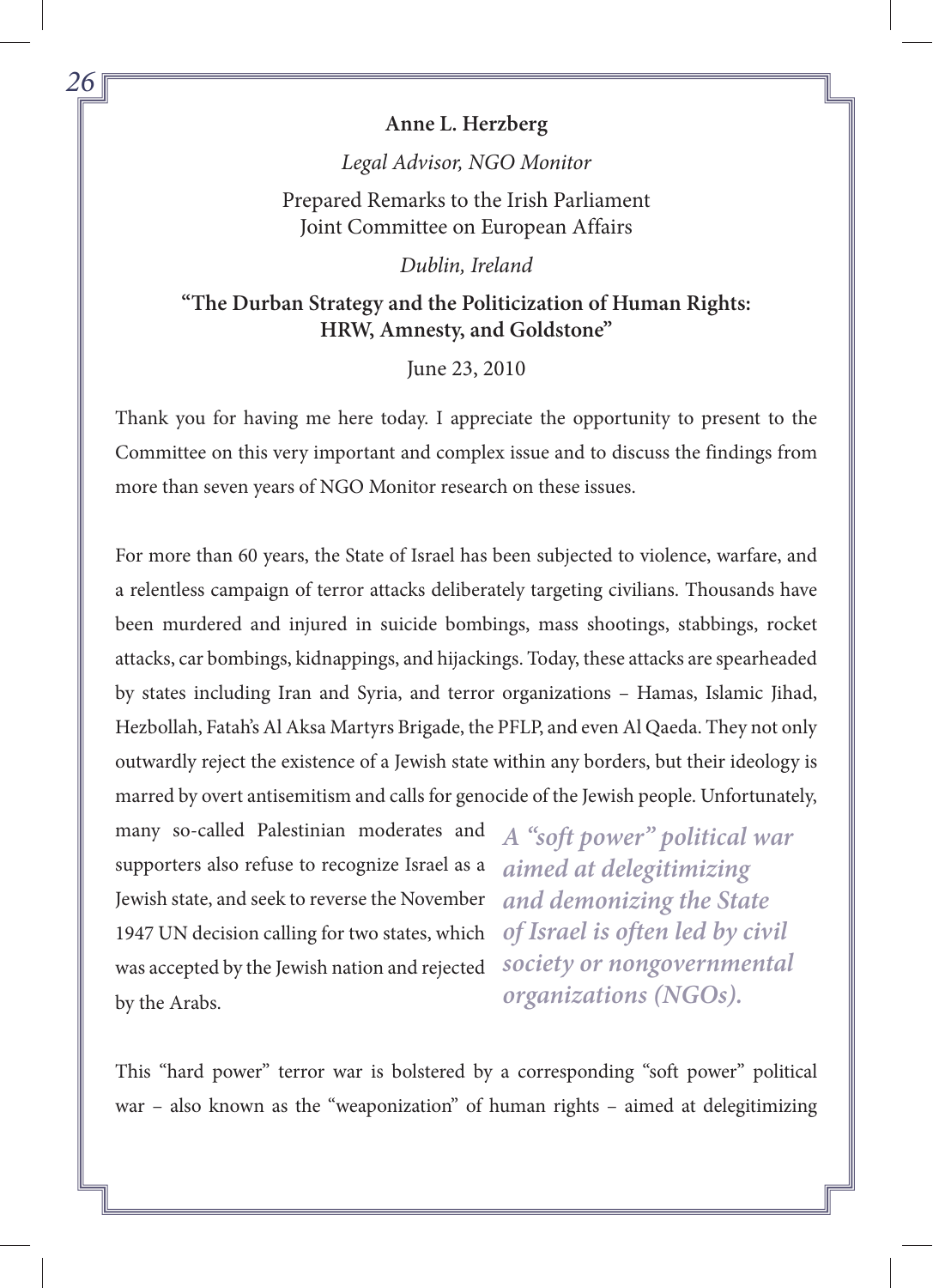**Anne L. Herzberg**

*Legal Advisor, NGO Monitor*

Prepared Remarks to the Irish Parliament
Joint Committee on European Affairs

*Dublin, Ireland*

**"The Durban Strategy and the Politicization of Human Rights: HRW, Amnesty, and Goldstone"**

June 23, 2010

Thank you for having me here today. I appreciate the opportunity to present to the Committee on this very important and complex issue and to discuss the findings from more than seven years of NGO Monitor research on these issues.

For more than 60 years, the State of Israel has been subjected to violence, warfare, and a relentless campaign of terror attacks deliberately targeting civilians. Thousands have been murdered and injured in suicide bombings, mass shootings, stabbings, rocket attacks, car bombings, kidnappings, and hijackings. Today, these attacks are spearheaded by states including Iran and Syria, and terror organizations – Hamas, Islamic Jihad, Hezbollah, Fatah's Al Aksa Martyrs Brigade, the PFLP, and even Al Qaeda. They not only outwardly reject the existence of a Jewish state within any borders, but their ideology is marred by overt antisemitism and calls for genocide of the Jewish people. Unfortunately, many so-called Palestinian moderates and supporters also refuse to recognize Israel as a Jewish state, and seek to reverse the November 1947 UN decision calling for two states, which was accepted by the Jewish nation and rejected by the Arabs.

> ***A "soft power" political war aimed at delegitimizing and demonizing the State of Israel is often led by civil society or nongovernmental organizations (NGOs).***

This "hard power" terror war is bolstered by a corresponding "soft power" political war – also known as the "weaponization" of human rights – aimed at delegitimizing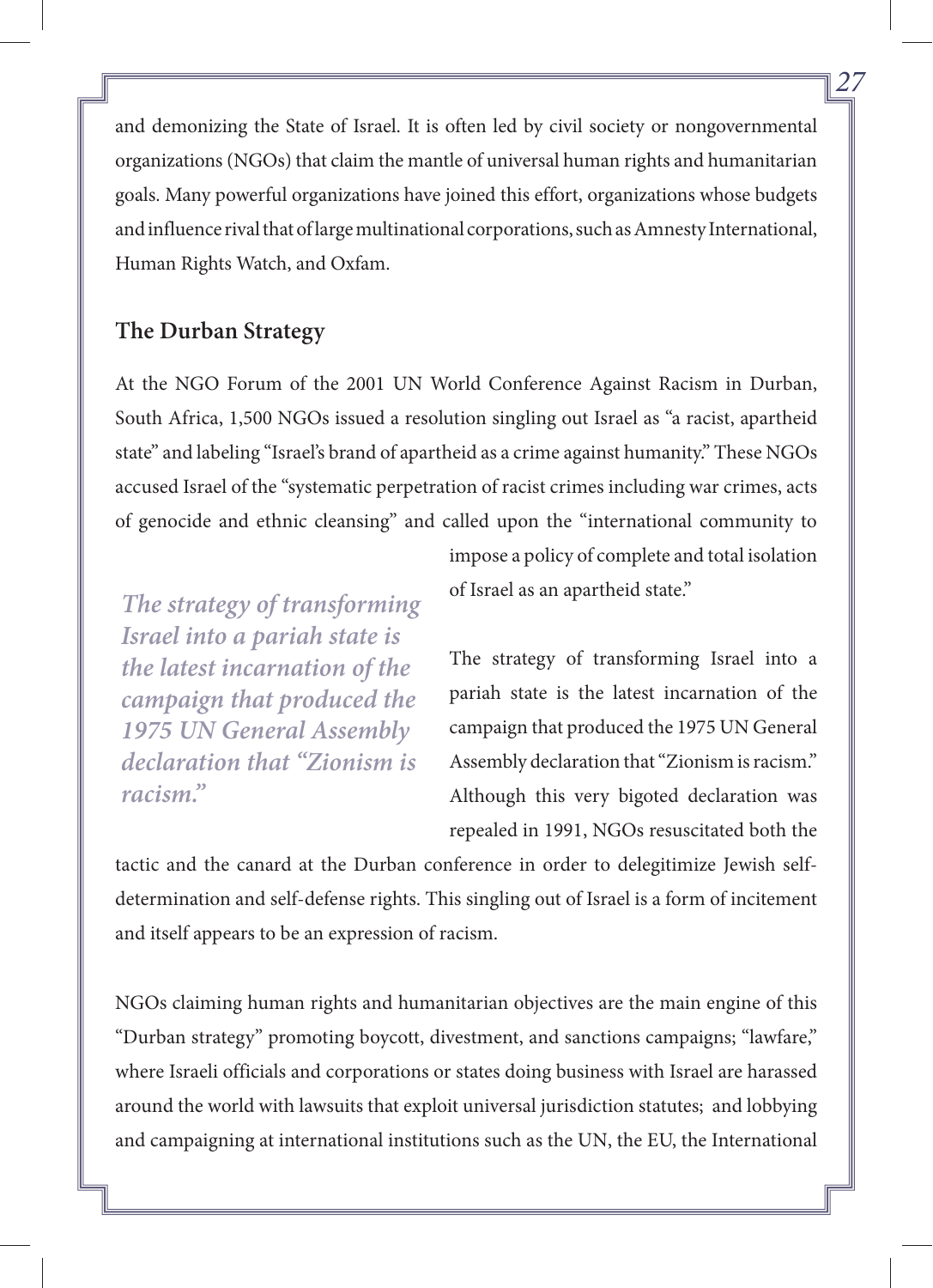and demonizing the State of Israel. It is often led by civil society or nongovernmental organizations (NGOs) that claim the mantle of universal human rights and humanitarian goals. Many powerful organizations have joined this effort, organizations whose budgets and influence rival that of large multinational corporations, such as Amnesty International, Human Rights Watch, and Oxfam.

## The Durban Strategy

At the NGO Forum of the 2001 UN World Conference Against Racism in Durban, South Africa, 1,500 NGOs issued a resolution singling out Israel as "a racist, apartheid state" and labeling "Israel's brand of apartheid as a crime against humanity." These NGOs accused Israel of the "systematic perpetration of racist crimes including war crimes, acts of genocide and ethnic cleansing" and called upon the "international community to impose a policy of complete and total isolation of Israel as an apartheid state."

*The strategy of transforming Israel into a pariah state is the latest incarnation of the campaign that produced the 1975 UN General Assembly declaration that "Zionism is racism."*

The strategy of transforming Israel into a pariah state is the latest incarnation of the campaign that produced the 1975 UN General Assembly declaration that "Zionism is racism." Although this very bigoted declaration was repealed in 1991, NGOs resuscitated both the tactic and the canard at the Durban conference in order to delegitimize Jewish self-determination and self-defense rights. This singling out of Israel is a form of incitement and itself appears to be an expression of racism.

NGOs claiming human rights and humanitarian objectives are the main engine of this "Durban strategy" promoting boycott, divestment, and sanctions campaigns; "lawfare," where Israeli officials and corporations or states doing business with Israel are harassed around the world with lawsuits that exploit universal jurisdiction statutes; and lobbying and campaigning at international institutions such as the UN, the EU, the International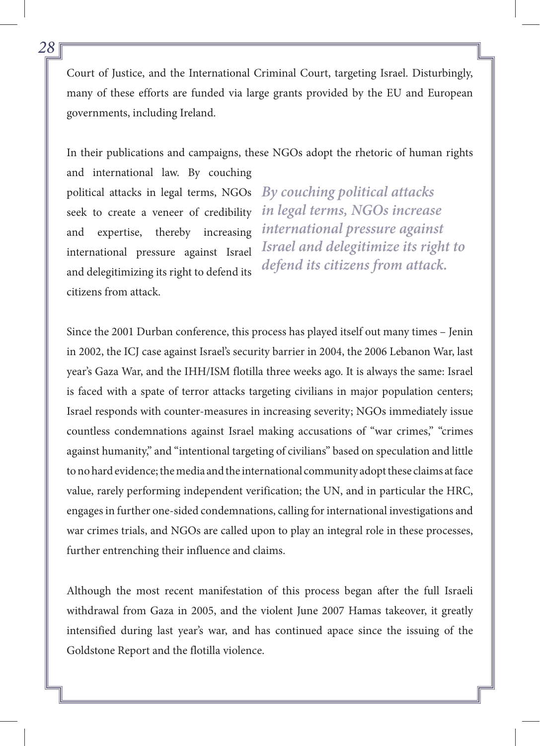Court of Justice, and the International Criminal Court, targeting Israel. Disturbingly, many of these efforts are funded via large grants provided by the EU and European governments, including Ireland.

In their publications and campaigns, these NGOs adopt the rhetoric of human rights and international law. By couching political attacks in legal terms, NGOs seek to create a veneer of credibility and expertise, thereby increasing international pressure against Israel and delegitimizing its right to defend its citizens from attack.

***By couching political attacks in legal terms, NGOs increase international pressure against Israel and delegitimize its right to defend its citizens from attack.***

Since the 2001 Durban conference, this process has played itself out many times – Jenin in 2002, the ICJ case against Israel's security barrier in 2004, the 2006 Lebanon War, last year's Gaza War, and the IHH/ISM flotilla three weeks ago. It is always the same: Israel is faced with a spate of terror attacks targeting civilians in major population centers; Israel responds with counter-measures in increasing severity; NGOs immediately issue countless condemnations against Israel making accusations of "war crimes," "crimes against humanity," and "intentional targeting of civilians" based on speculation and little to no hard evidence; the media and the international community adopt these claims at face value, rarely performing independent verification; the UN, and in particular the HRC, engages in further one-sided condemnations, calling for international investigations and war crimes trials, and NGOs are called upon to play an integral role in these processes, further entrenching their influence and claims.

Although the most recent manifestation of this process began after the full Israeli withdrawal from Gaza in 2005, and the violent June 2007 Hamas takeover, it greatly intensified during last year's war, and has continued apace since the issuing of the Goldstone Report and the flotilla violence.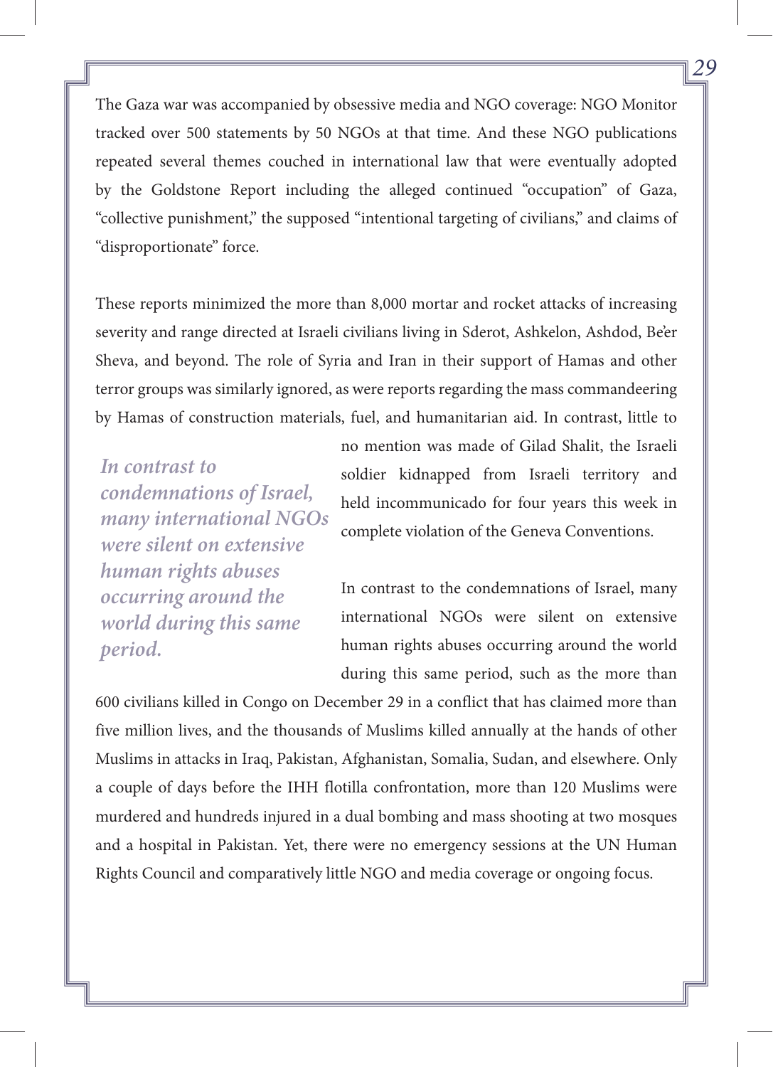The Gaza war was accompanied by obsessive media and NGO coverage: NGO Monitor tracked over 500 statements by 50 NGOs at that time. And these NGO publications repeated several themes couched in international law that were eventually adopted by the Goldstone Report including the alleged continued "occupation" of Gaza, "collective punishment," the supposed "intentional targeting of civilians," and claims of "disproportionate" force.

These reports minimized the more than 8,000 mortar and rocket attacks of increasing severity and range directed at Israeli civilians living in Sderot, Ashkelon, Ashdod, Be'er Sheva, and beyond. The role of Syria and Iran in their support of Hamas and other terror groups was similarly ignored, as were reports regarding the mass commandeering by Hamas of construction materials, fuel, and humanitarian aid. In contrast, little to no mention was made of Gilad Shalit, the Israeli soldier kidnapped from Israeli territory and held incommunicado for four years this week in complete violation of the Geneva Conventions.

> ***In contrast to condemnations of Israel, many international NGOs were silent on extensive human rights abuses occurring around the world during this same period.***

In contrast to the condemnations of Israel, many international NGOs were silent on extensive human rights abuses occurring around the world during this same period, such as the more than 600 civilians killed in Congo on December 29 in a conflict that has claimed more than five million lives, and the thousands of Muslims killed annually at the hands of other Muslims in attacks in Iraq, Pakistan, Afghanistan, Somalia, Sudan, and elsewhere. Only a couple of days before the IHH flotilla confrontation, more than 120 Muslims were murdered and hundreds injured in a dual bombing and mass shooting at two mosques and a hospital in Pakistan. Yet, there were no emergency sessions at the UN Human Rights Council and comparatively little NGO and media coverage or ongoing focus.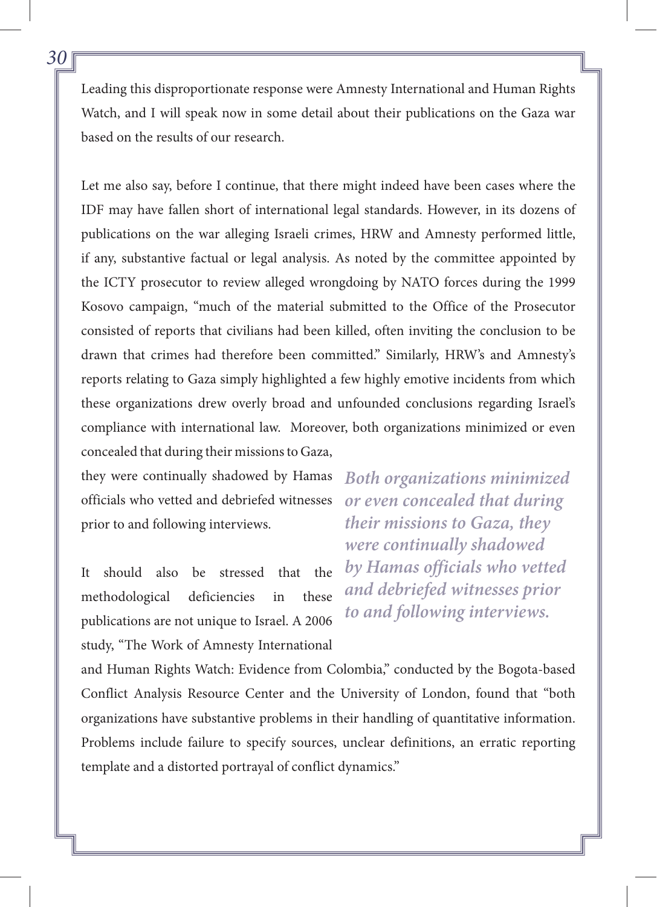Leading this disproportionate response were Amnesty International and Human Rights Watch, and I will speak now in some detail about their publications on the Gaza war based on the results of our research.

Let me also say, before I continue, that there might indeed have been cases where the IDF may have fallen short of international legal standards. However, in its dozens of publications on the war alleging Israeli crimes, HRW and Amnesty performed little, if any, substantive factual or legal analysis. As noted by the committee appointed by the ICTY prosecutor to review alleged wrongdoing by NATO forces during the 1999 Kosovo campaign, "much of the material submitted to the Office of the Prosecutor consisted of reports that civilians had been killed, often inviting the conclusion to be drawn that crimes had therefore been committed." Similarly, HRW's and Amnesty's reports relating to Gaza simply highlighted a few highly emotive incidents from which these organizations drew overly broad and unfounded conclusions regarding Israel's compliance with international law. Moreover, both organizations minimized or even concealed that during their missions to Gaza, they were continually shadowed by Hamas officials who vetted and debriefed witnesses prior to and following interviews.

> ***Both organizations minimized or even concealed that during their missions to Gaza, they were continually shadowed by Hamas officials who vetted and debriefed witnesses prior to and following interviews.***

It should also be stressed that the methodological deficiencies in these publications are not unique to Israel. A 2006 study, "The Work of Amnesty International and Human Rights Watch: Evidence from Colombia," conducted by the Bogota-based Conflict Analysis Resource Center and the University of London, found that "both organizations have substantive problems in their handling of quantitative information. Problems include failure to specify sources, unclear definitions, an erratic reporting template and a distorted portrayal of conflict dynamics."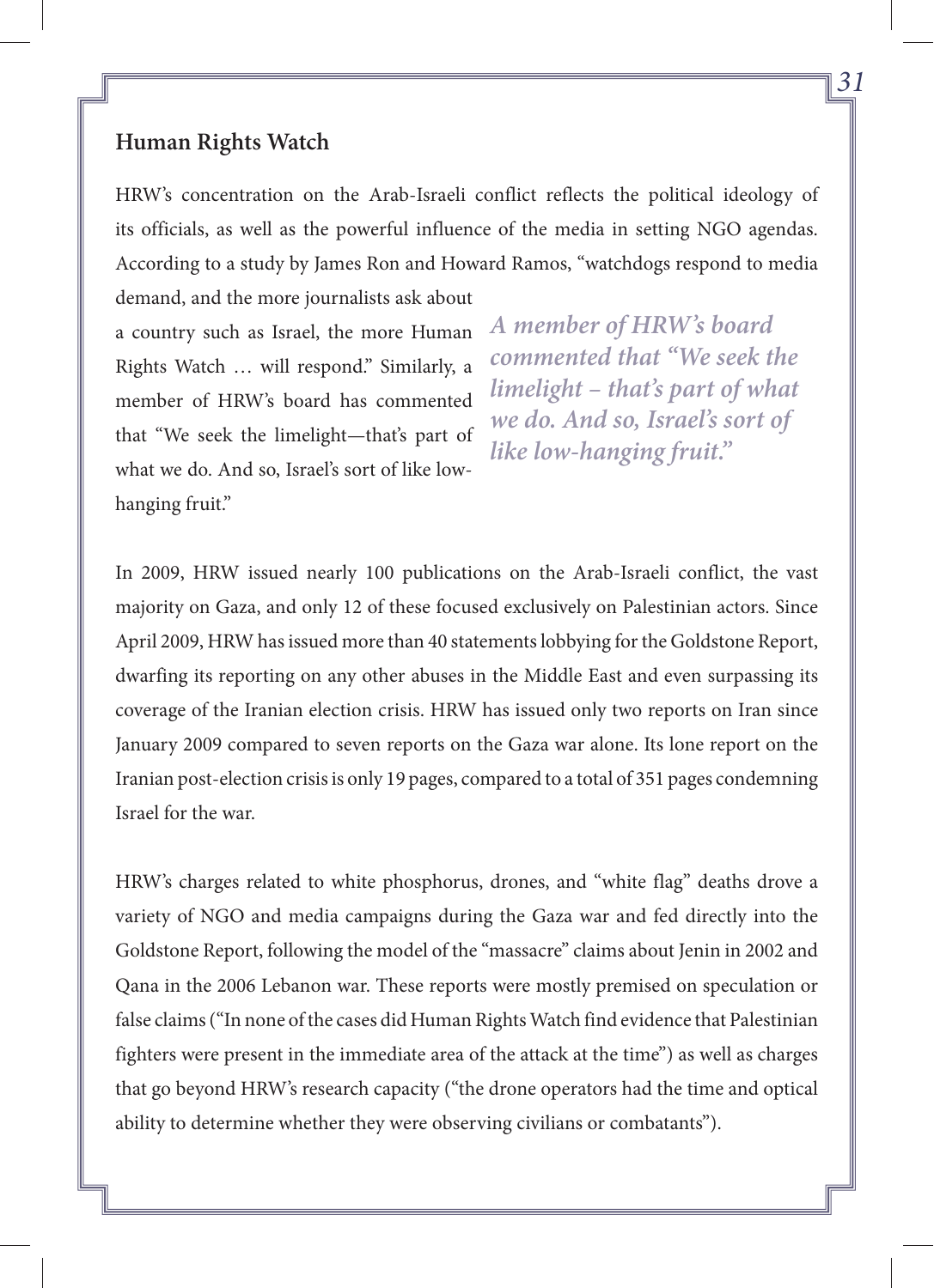## Human Rights Watch

HRW's concentration on the Arab-Israeli conflict reflects the political ideology of its officials, as well as the powerful influence of the media in setting NGO agendas. According to a study by James Ron and Howard Ramos, "watchdogs respond to media demand, and the more journalists ask about a country such as Israel, the more Human Rights Watch … will respond." Similarly, a member of HRW's board has commented that "We seek the limelight—that's part of what we do. And so, Israel's sort of like low-hanging fruit."

> ***A member of HRW's board commented that "We seek the limelight – that's part of what we do. And so, Israel's sort of like low-hanging fruit."***

In 2009, HRW issued nearly 100 publications on the Arab-Israeli conflict, the vast majority on Gaza, and only 12 of these focused exclusively on Palestinian actors. Since April 2009, HRW has issued more than 40 statements lobbying for the Goldstone Report, dwarfing its reporting on any other abuses in the Middle East and even surpassing its coverage of the Iranian election crisis. HRW has issued only two reports on Iran since January 2009 compared to seven reports on the Gaza war alone. Its lone report on the Iranian post-election crisis is only 19 pages, compared to a total of 351 pages condemning Israel for the war.

HRW's charges related to white phosphorus, drones, and "white flag" deaths drove a variety of NGO and media campaigns during the Gaza war and fed directly into the Goldstone Report, following the model of the "massacre" claims about Jenin in 2002 and Qana in the 2006 Lebanon war. These reports were mostly premised on speculation or false claims ("In none of the cases did Human Rights Watch find evidence that Palestinian fighters were present in the immediate area of the attack at the time") as well as charges that go beyond HRW's research capacity ("the drone operators had the time and optical ability to determine whether they were observing civilians or combatants").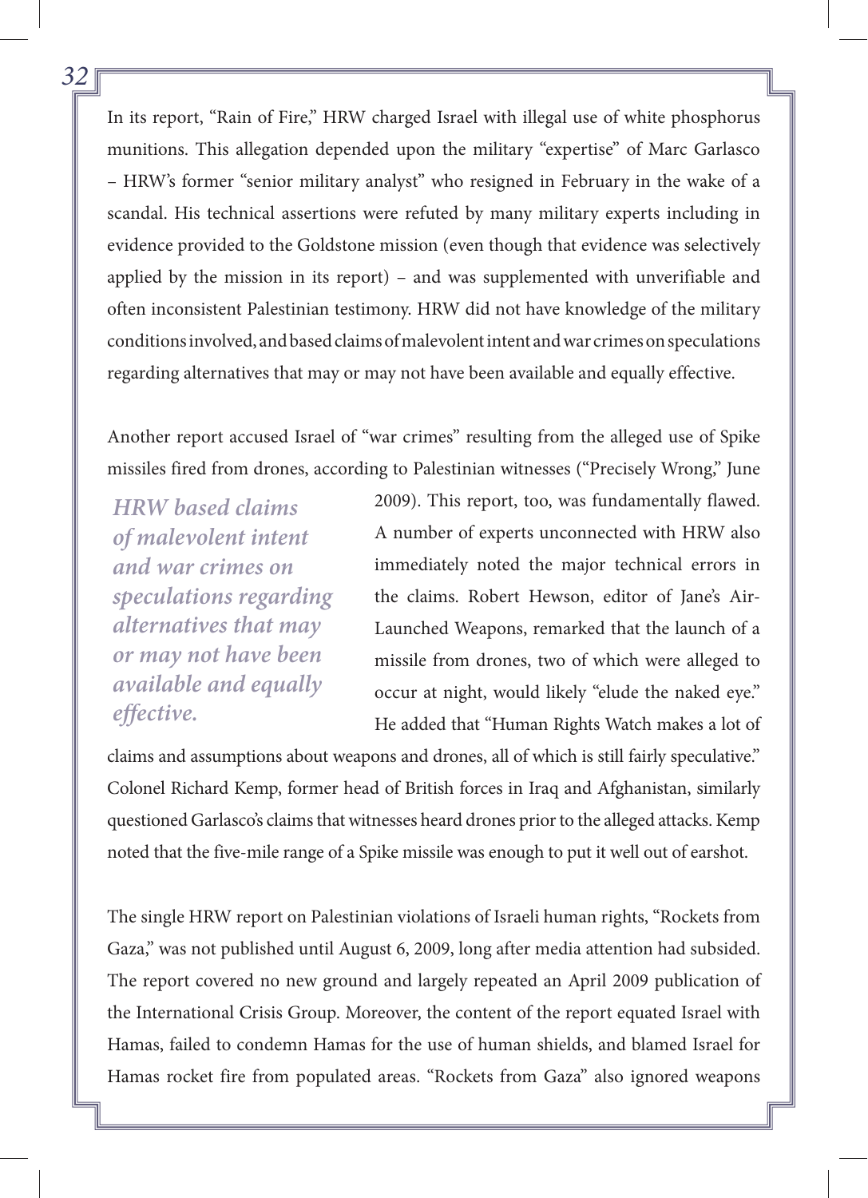In its report, "Rain of Fire," HRW charged Israel with illegal use of white phosphorus munitions. This allegation depended upon the military "expertise" of Marc Garlasco – HRW's former "senior military analyst" who resigned in February in the wake of a scandal. His technical assertions were refuted by many military experts including in evidence provided to the Goldstone mission (even though that evidence was selectively applied by the mission in its report) – and was supplemented with unverifiable and often inconsistent Palestinian testimony. HRW did not have knowledge of the military conditions involved, and based claims of malevolent intent and war crimes on speculations regarding alternatives that may or may not have been available and equally effective.

Another report accused Israel of "war crimes" resulting from the alleged use of Spike missiles fired from drones, according to Palestinian witnesses ("Precisely Wrong," June 2009). This report, too, was fundamentally flawed. A number of experts unconnected with HRW also immediately noted the major technical errors in the claims. Robert Hewson, editor of Jane's Air-Launched Weapons, remarked that the launch of a missile from drones, two of which were alleged to occur at night, would likely "elude the naked eye." He added that "Human Rights Watch makes a lot of claims and assumptions about weapons and drones, all of which is still fairly speculative." Colonel Richard Kemp, former head of British forces in Iraq and Afghanistan, similarly questioned Garlasco's claims that witnesses heard drones prior to the alleged attacks. Kemp noted that the five-mile range of a Spike missile was enough to put it well out of earshot.

> *HRW based claims of malevolent intent and war crimes on speculations regarding alternatives that may or may not have been available and equally effective.*

The single HRW report on Palestinian violations of Israeli human rights, "Rockets from Gaza," was not published until August 6, 2009, long after media attention had subsided. The report covered no new ground and largely repeated an April 2009 publication of the International Crisis Group. Moreover, the content of the report equated Israel with Hamas, failed to condemn Hamas for the use of human shields, and blamed Israel for Hamas rocket fire from populated areas. "Rockets from Gaza" also ignored weapons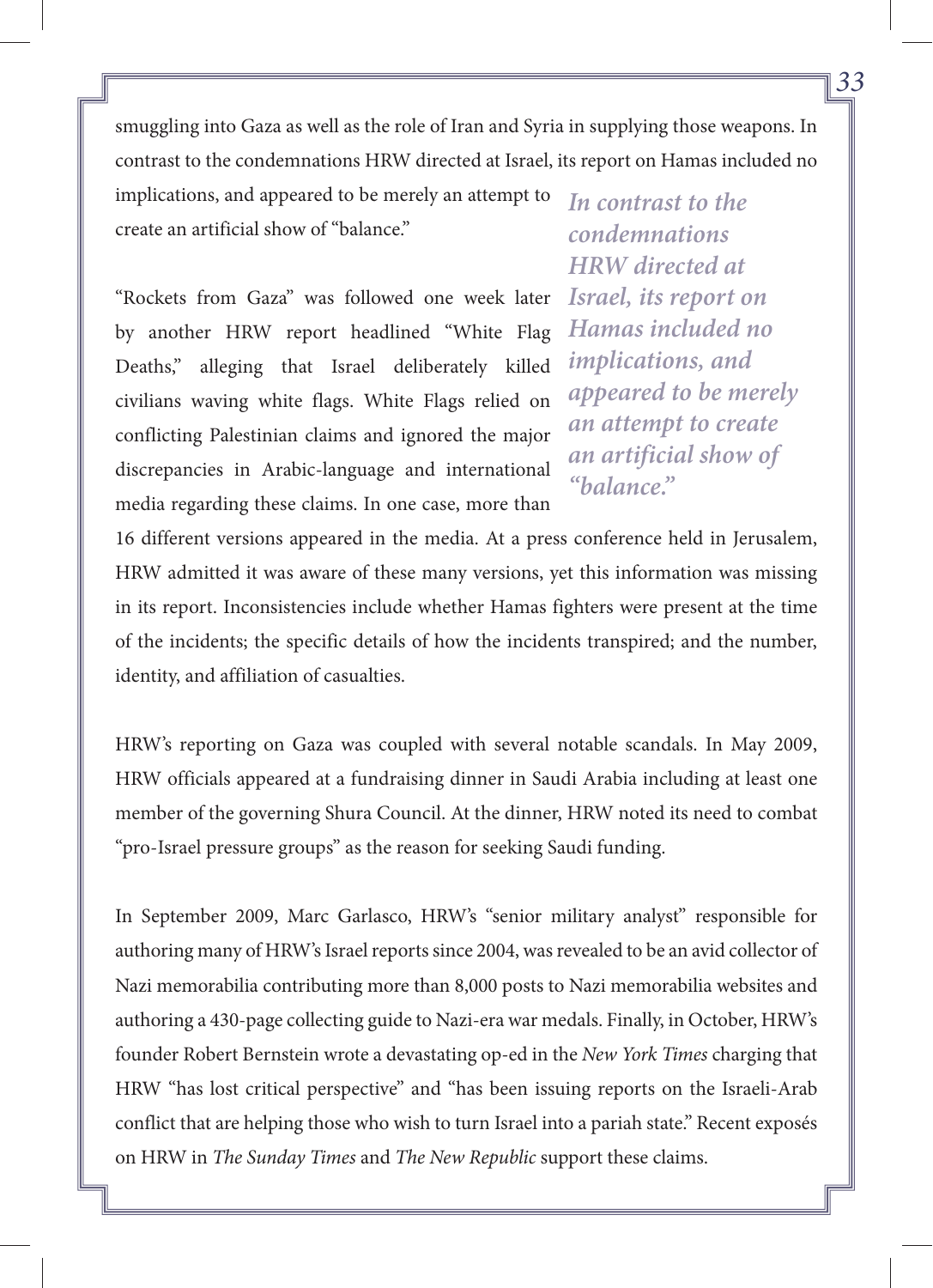smuggling into Gaza as well as the role of Iran and Syria in supplying those weapons. In contrast to the condemnations HRW directed at Israel, its report on Hamas included no implications, and appeared to be merely an attempt to create an artificial show of "balance."

> ***In contrast to the condemnations HRW directed at Israel, its report on Hamas included no implications, and appeared to be merely an attempt to create an artificial show of "balance."***

"Rockets from Gaza" was followed one week later by another HRW report headlined "White Flag Deaths," alleging that Israel deliberately killed civilians waving white flags. White Flags relied on conflicting Palestinian claims and ignored the major discrepancies in Arabic-language and international media regarding these claims. In one case, more than 16 different versions appeared in the media. At a press conference held in Jerusalem, HRW admitted it was aware of these many versions, yet this information was missing in its report. Inconsistencies include whether Hamas fighters were present at the time of the incidents; the specific details of how the incidents transpired; and the number, identity, and affiliation of casualties.

HRW's reporting on Gaza was coupled with several notable scandals. In May 2009, HRW officials appeared at a fundraising dinner in Saudi Arabia including at least one member of the governing Shura Council. At the dinner, HRW noted its need to combat "pro-Israel pressure groups" as the reason for seeking Saudi funding.

In September 2009, Marc Garlasco, HRW's "senior military analyst" responsible for authoring many of HRW's Israel reports since 2004, was revealed to be an avid collector of Nazi memorabilia contributing more than 8,000 posts to Nazi memorabilia websites and authoring a 430-page collecting guide to Nazi-era war medals. Finally, in October, HRW's founder Robert Bernstein wrote a devastating op-ed in the *New York Times* charging that HRW "has lost critical perspective" and "has been issuing reports on the Israeli-Arab conflict that are helping those who wish to turn Israel into a pariah state." Recent exposés on HRW in *The Sunday Times* and *The New Republic* support these claims.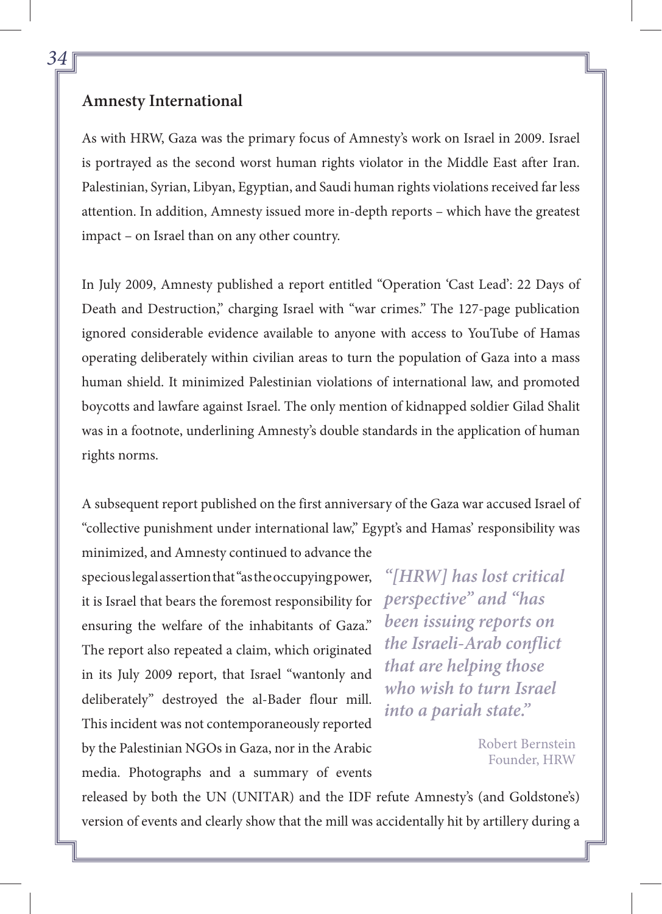## Amnesty International

As with HRW, Gaza was the primary focus of Amnesty's work on Israel in 2009. Israel is portrayed as the second worst human rights violator in the Middle East after Iran. Palestinian, Syrian, Libyan, Egyptian, and Saudi human rights violations received far less attention. In addition, Amnesty issued more in-depth reports – which have the greatest impact – on Israel than on any other country.

In July 2009, Amnesty published a report entitled "Operation 'Cast Lead': 22 Days of Death and Destruction," charging Israel with "war crimes." The 127-page publication ignored considerable evidence available to anyone with access to YouTube of Hamas operating deliberately within civilian areas to turn the population of Gaza into a mass human shield. It minimized Palestinian violations of international law, and promoted boycotts and lawfare against Israel. The only mention of kidnapped soldier Gilad Shalit was in a footnote, underlining Amnesty's double standards in the application of human rights norms.

A subsequent report published on the first anniversary of the Gaza war accused Israel of "collective punishment under international law," Egypt's and Hamas' responsibility was minimized, and Amnesty continued to advance the specious legal assertion that "as the occupying power, it is Israel that bears the foremost responsibility for ensuring the welfare of the inhabitants of Gaza." The report also repeated a claim, which originated in its July 2009 report, that Israel "wantonly and deliberately" destroyed the al-Bader flour mill. This incident was not contemporaneously reported by the Palestinian NGOs in Gaza, nor in the Arabic media. Photographs and a summary of events released by both the UN (UNITAR) and the IDF refute Amnesty's (and Goldstone's) version of events and clearly show that the mill was accidentally hit by artillery during a

> ***"[HRW] has lost critical perspective" and "has been issuing reports on the Israeli-Arab conflict that are helping those who wish to turn Israel into a pariah state."***
>
> Robert Bernstein
> Founder, HRW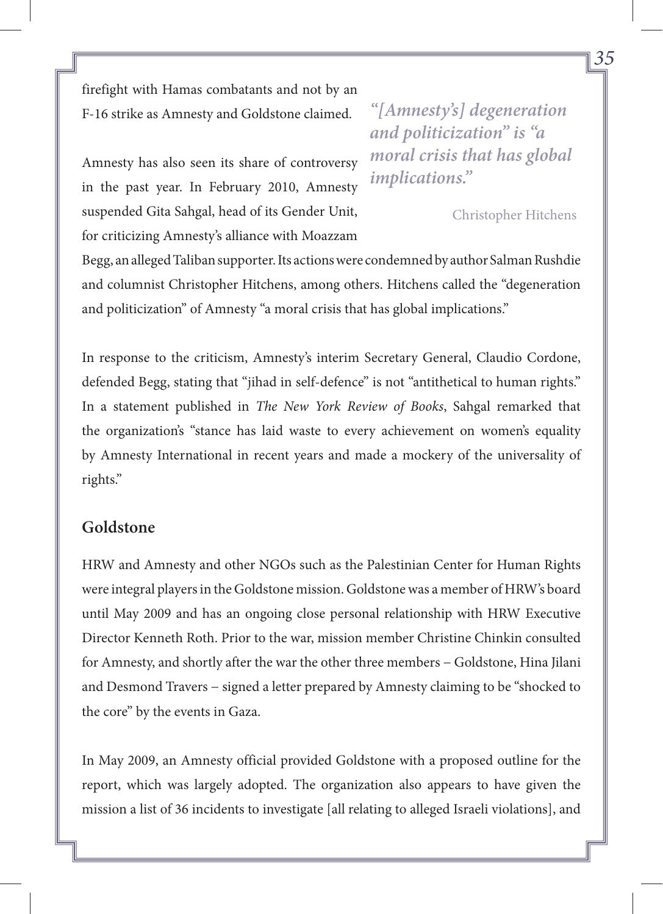firefight with Hamas combatants and not by an F-16 strike as Amnesty and Goldstone claimed.

> *"[Amnesty's] degeneration and politicization" is "a moral crisis that has global implications."*
>
> Christopher Hitchens

Amnesty has also seen its share of controversy in the past year. In February 2010, Amnesty suspended Gita Sahgal, head of its Gender Unit, for criticizing Amnesty's alliance with Moazzam Begg, an alleged Taliban supporter. Its actions were condemned by author Salman Rushdie and columnist Christopher Hitchens, among others. Hitchens called the "degeneration and politicization" of Amnesty "a moral crisis that has global implications."

In response to the criticism, Amnesty's interim Secretary General, Claudio Cordone, defended Begg, stating that "jihad in self-defence" is not "antithetical to human rights." In a statement published in *The New York Review of Books*, Sahgal remarked that the organization's "stance has laid waste to every achievement on women's equality by Amnesty International in recent years and made a mockery of the universality of rights."

## Goldstone

HRW and Amnesty and other NGOs such as the Palestinian Center for Human Rights were integral players in the Goldstone mission. Goldstone was a member of HRW's board until May 2009 and has an ongoing close personal relationship with HRW Executive Director Kenneth Roth. Prior to the war, mission member Christine Chinkin consulted for Amnesty, and shortly after the war the other three members – Goldstone, Hina Jilani and Desmond Travers – signed a letter prepared by Amnesty claiming to be "shocked to the core" by the events in Gaza.

In May 2009, an Amnesty official provided Goldstone with a proposed outline for the report, which was largely adopted. The organization also appears to have given the mission a list of 36 incidents to investigate [all relating to alleged Israeli violations], and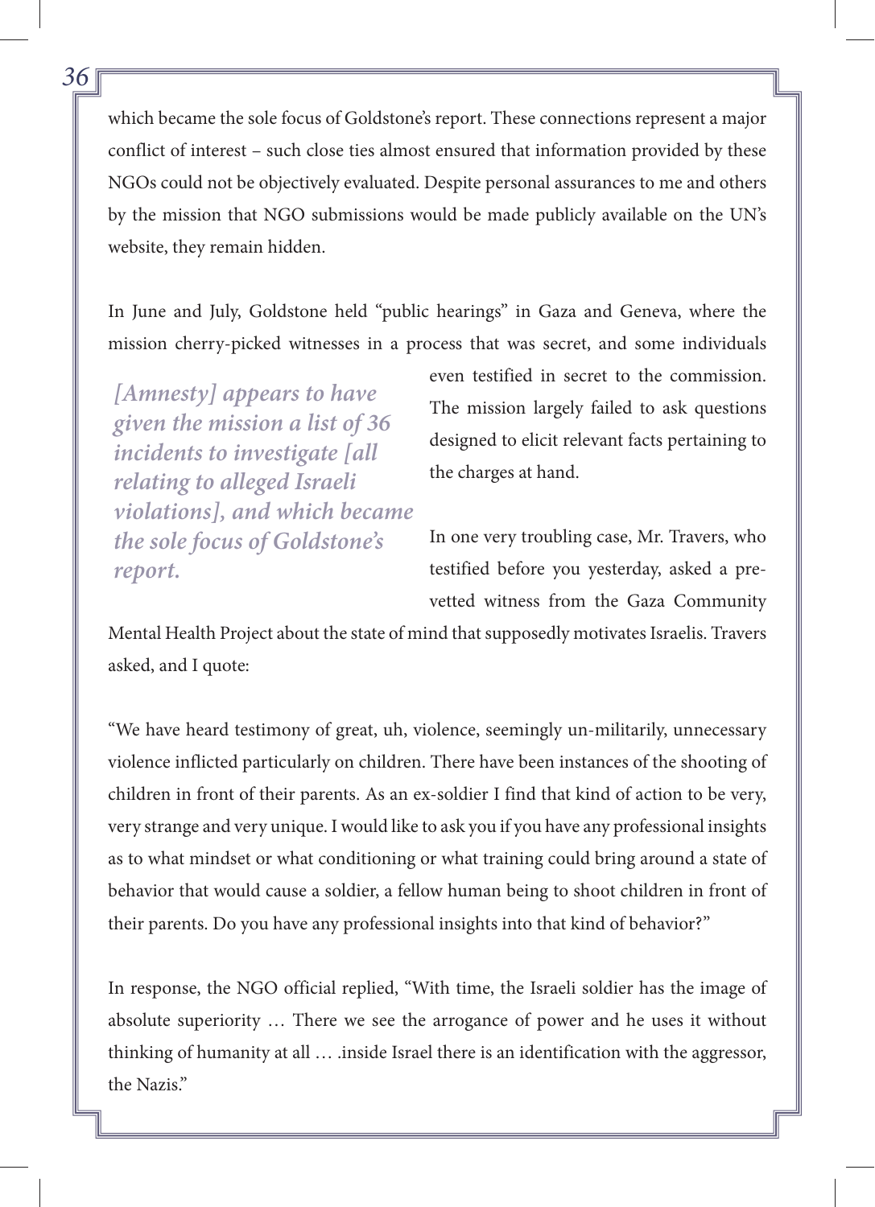which became the sole focus of Goldstone's report. These connections represent a major conflict of interest – such close ties almost ensured that information provided by these NGOs could not be objectively evaluated. Despite personal assurances to me and others by the mission that NGO submissions would be made publicly available on the UN's website, they remain hidden.

In June and July, Goldstone held "public hearings" in Gaza and Geneva, where the mission cherry-picked witnesses in a process that was secret, and some individuals even testified in secret to the commission. The mission largely failed to ask questions designed to elicit relevant facts pertaining to the charges at hand.

> *[Amnesty] appears to have given the mission a list of 36 incidents to investigate [all relating to alleged Israeli violations], and which became the sole focus of Goldstone's report.*

In one very troubling case, Mr. Travers, who testified before you yesterday, asked a pre-vetted witness from the Gaza Community Mental Health Project about the state of mind that supposedly motivates Israelis. Travers asked, and I quote:

"We have heard testimony of great, uh, violence, seemingly un-militarily, unnecessary violence inflicted particularly on children. There have been instances of the shooting of children in front of their parents. As an ex-soldier I find that kind of action to be very, very strange and very unique. I would like to ask you if you have any professional insights as to what mindset or what conditioning or what training could bring around a state of behavior that would cause a soldier, a fellow human being to shoot children in front of their parents. Do you have any professional insights into that kind of behavior?"

In response, the NGO official replied, "With time, the Israeli soldier has the image of absolute superiority … There we see the arrogance of power and he uses it without thinking of humanity at all … .inside Israel there is an identification with the aggressor, the Nazis."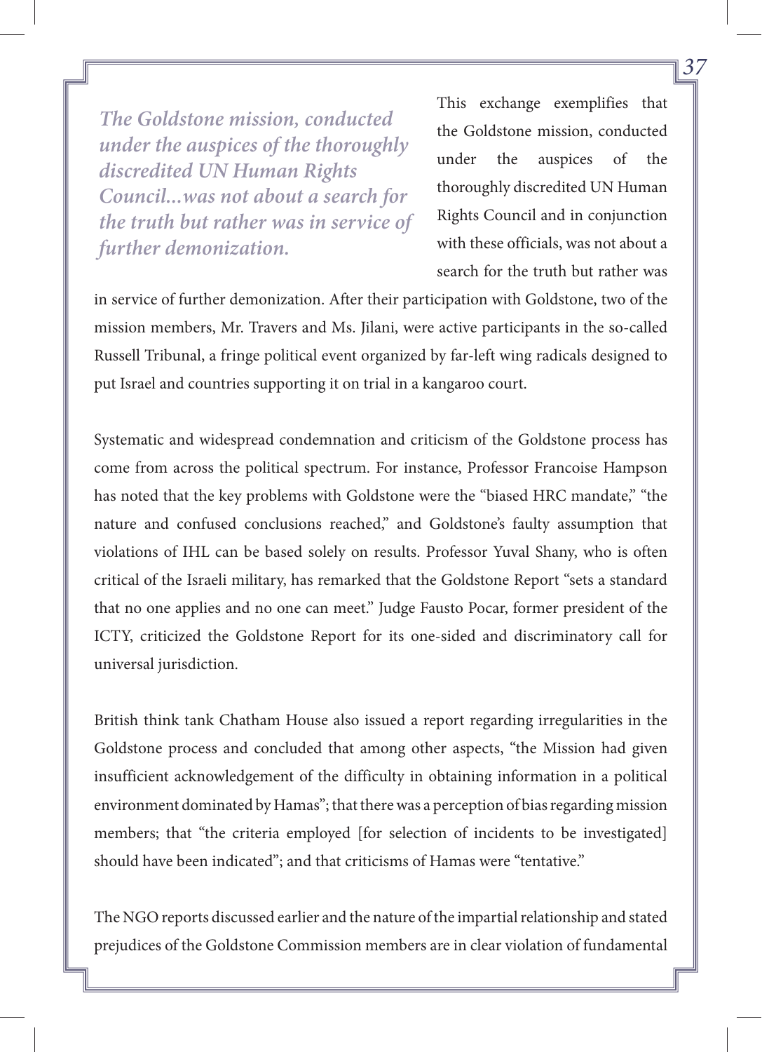*The Goldstone mission, conducted under the auspices of the thoroughly discredited UN Human Rights Council...was not about a search for the truth but rather was in service of further demonization.*

This exchange exemplifies that the Goldstone mission, conducted under the auspices of the thoroughly discredited UN Human Rights Council and in conjunction with these officials, was not about a search for the truth but rather was in service of further demonization. After their participation with Goldstone, two of the mission members, Mr. Travers and Ms. Jilani, were active participants in the so-called Russell Tribunal, a fringe political event organized by far-left wing radicals designed to put Israel and countries supporting it on trial in a kangaroo court.

Systematic and widespread condemnation and criticism of the Goldstone process has come from across the political spectrum. For instance, Professor Francoise Hampson has noted that the key problems with Goldstone were the "biased HRC mandate," "the nature and confused conclusions reached," and Goldstone's faulty assumption that violations of IHL can be based solely on results. Professor Yuval Shany, who is often critical of the Israeli military, has remarked that the Goldstone Report "sets a standard that no one applies and no one can meet." Judge Fausto Pocar, former president of the ICTY, criticized the Goldstone Report for its one-sided and discriminatory call for universal jurisdiction.

British think tank Chatham House also issued a report regarding irregularities in the Goldstone process and concluded that among other aspects, "the Mission had given insufficient acknowledgement of the difficulty in obtaining information in a political environment dominated by Hamas"; that there was a perception of bias regarding mission members; that "the criteria employed [for selection of incidents to be investigated] should have been indicated"; and that criticisms of Hamas were "tentative."

The NGO reports discussed earlier and the nature of the impartial relationship and stated prejudices of the Goldstone Commission members are in clear violation of fundamental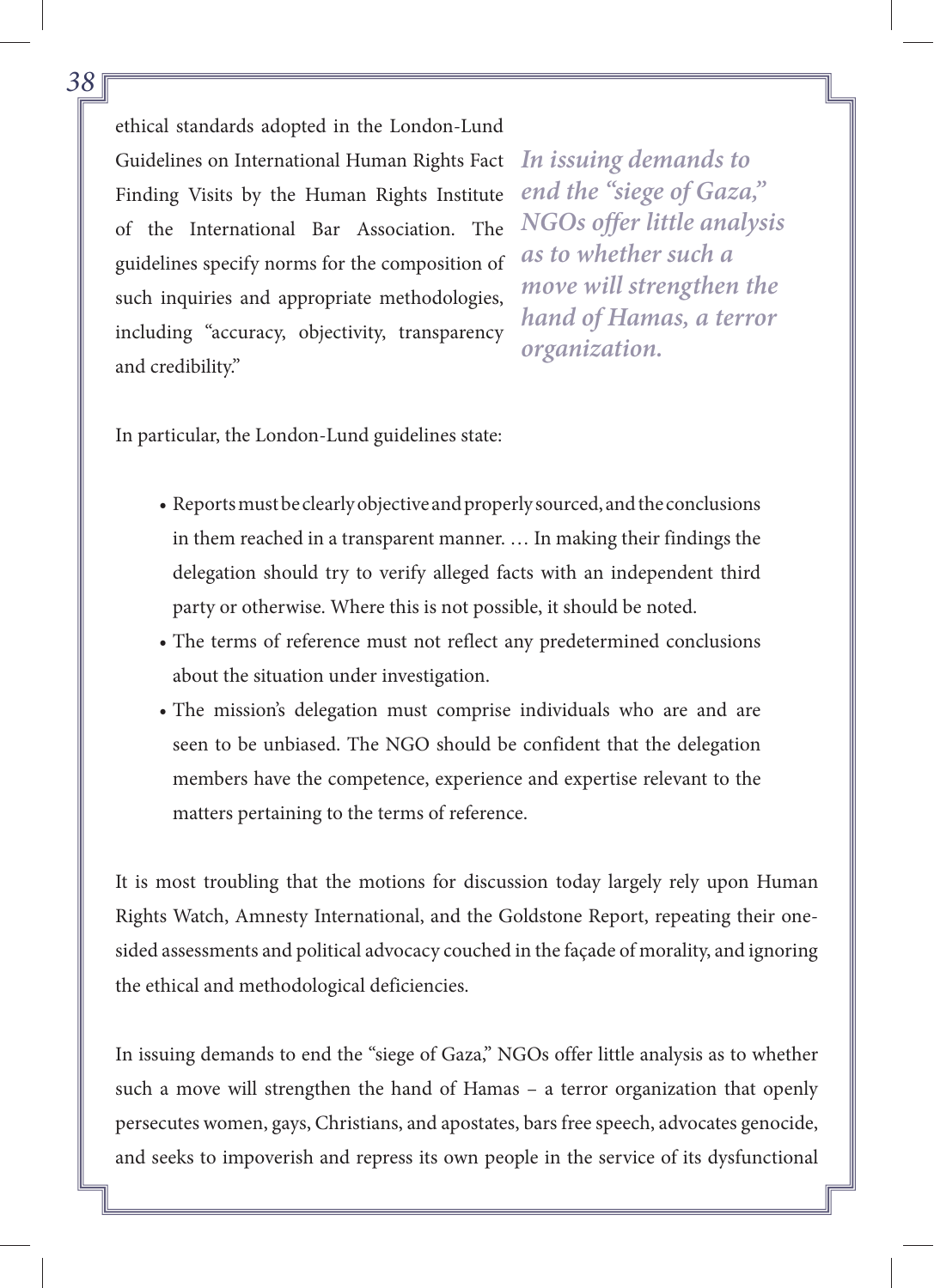ethical standards adopted in the London-Lund Guidelines on International Human Rights Fact Finding Visits by the Human Rights Institute of the International Bar Association. The guidelines specify norms for the composition of such inquiries and appropriate methodologies, including "accuracy, objectivity, transparency and credibility."

*In issuing demands to end the "siege of Gaza," NGOs offer little analysis as to whether such a move will strengthen the hand of Hamas, a terror organization.*

In particular, the London-Lund guidelines state:

- Reports must be clearly objective and properly sourced, and the conclusions in them reached in a transparent manner. … In making their findings the delegation should try to verify alleged facts with an independent third party or otherwise. Where this is not possible, it should be noted.
- The terms of reference must not reflect any predetermined conclusions about the situation under investigation.
- The mission's delegation must comprise individuals who are and are seen to be unbiased. The NGO should be confident that the delegation members have the competence, experience and expertise relevant to the matters pertaining to the terms of reference.

It is most troubling that the motions for discussion today largely rely upon Human Rights Watch, Amnesty International, and the Goldstone Report, repeating their one-sided assessments and political advocacy couched in the façade of morality, and ignoring the ethical and methodological deficiencies.

In issuing demands to end the "siege of Gaza," NGOs offer little analysis as to whether such a move will strengthen the hand of Hamas – a terror organization that openly persecutes women, gays, Christians, and apostates, bars free speech, advocates genocide, and seeks to impoverish and repress its own people in the service of its dysfunctional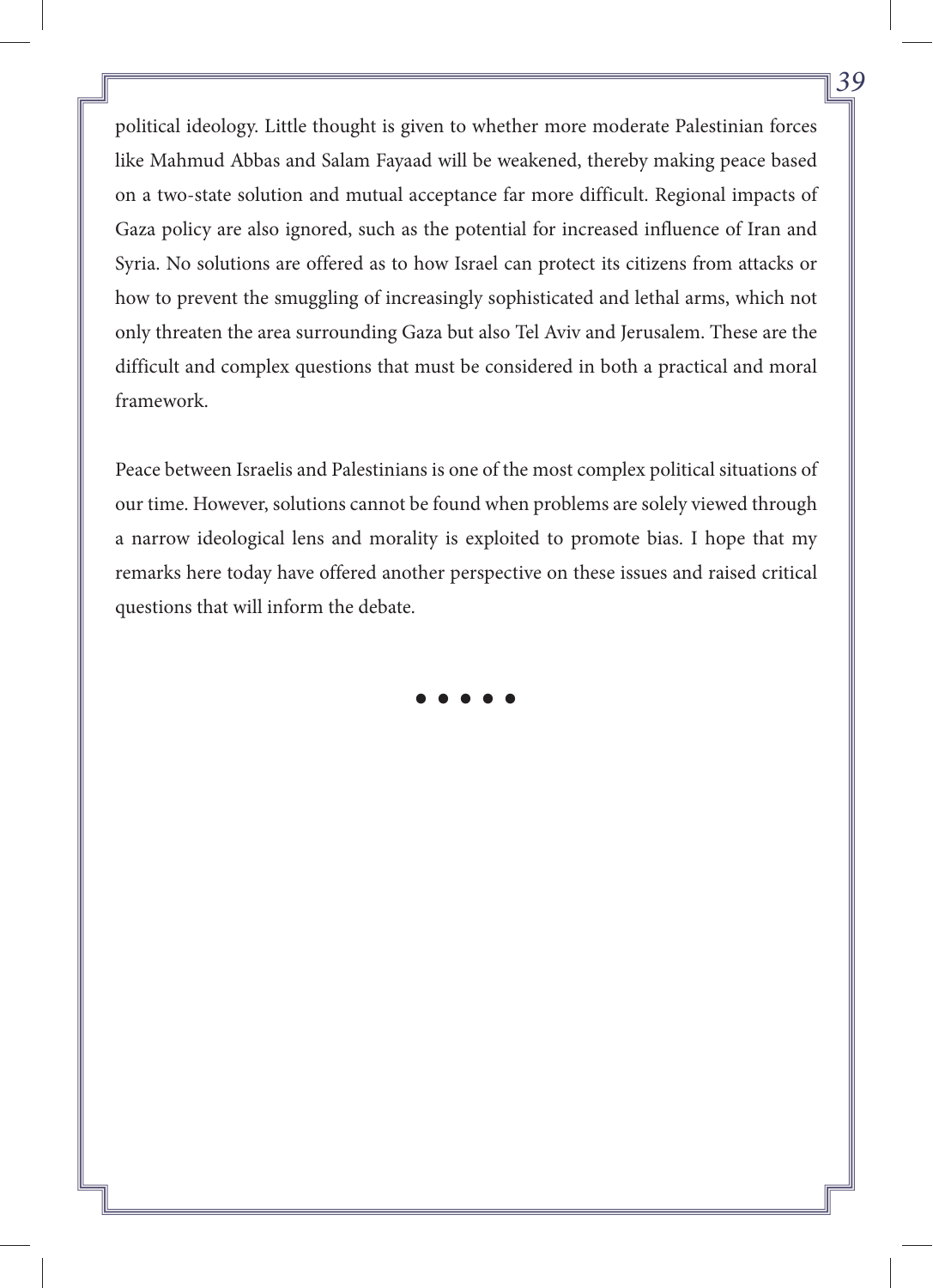political ideology. Little thought is given to whether more moderate Palestinian forces like Mahmud Abbas and Salam Fayaad will be weakened, thereby making peace based on a two-state solution and mutual acceptance far more difficult. Regional impacts of Gaza policy are also ignored, such as the potential for increased influence of Iran and Syria. No solutions are offered as to how Israel can protect its citizens from attacks or how to prevent the smuggling of increasingly sophisticated and lethal arms, which not only threaten the area surrounding Gaza but also Tel Aviv and Jerusalem. These are the difficult and complex questions that must be considered in both a practical and moral framework.

Peace between Israelis and Palestinians is one of the most complex political situations of our time. However, solutions cannot be found when problems are solely viewed through a narrow ideological lens and morality is exploited to promote bias. I hope that my remarks here today have offered another perspective on these issues and raised critical questions that will inform the debate.

• • • • •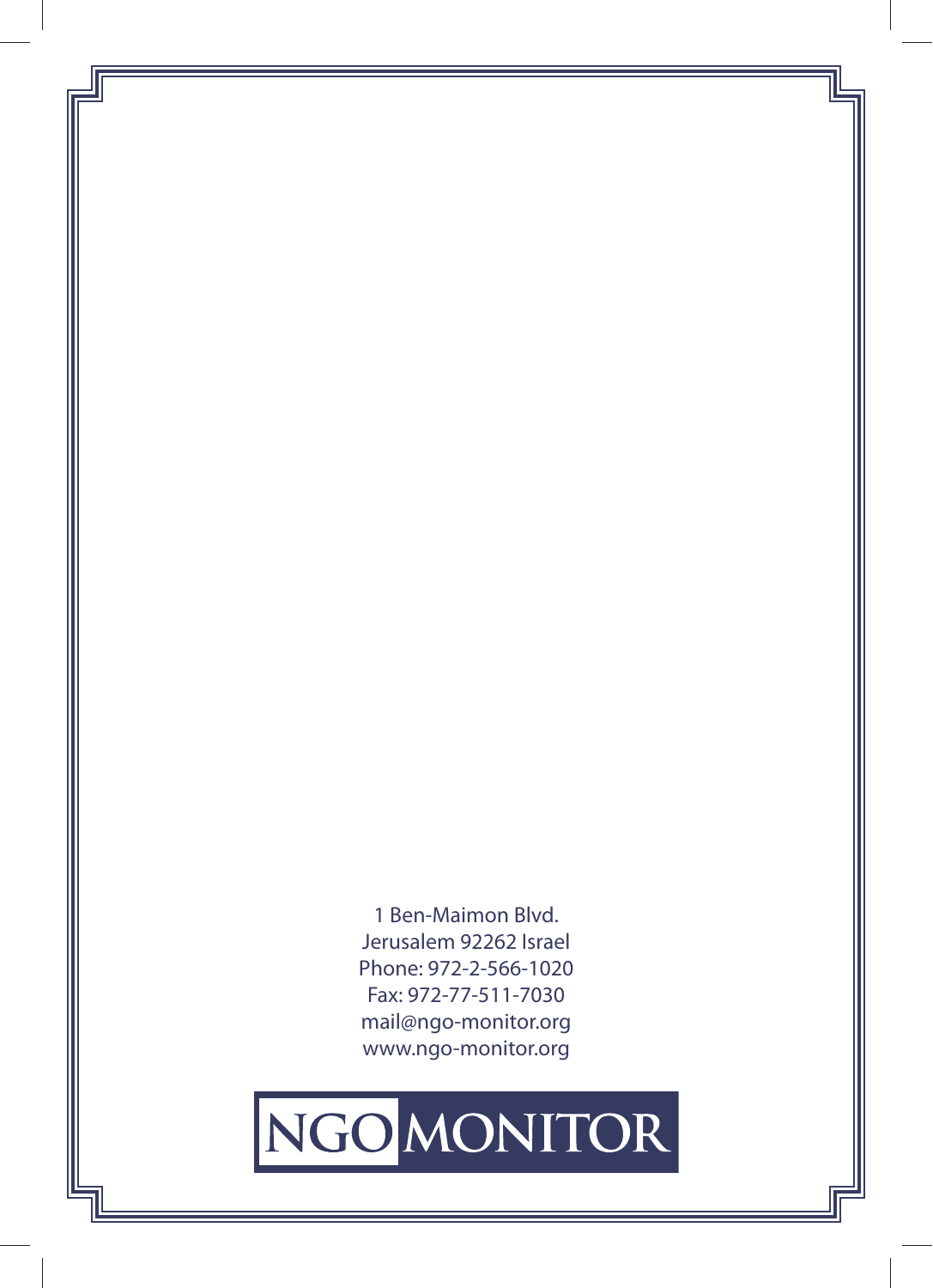1 Ben-Maimon Blvd.
Jerusalem 92262 Israel
Phone: 972-2-566-1020
Fax: 972-77-511-7030
mail@ngo-monitor.org
www.ngo-monitor.org

NGO MONITOR